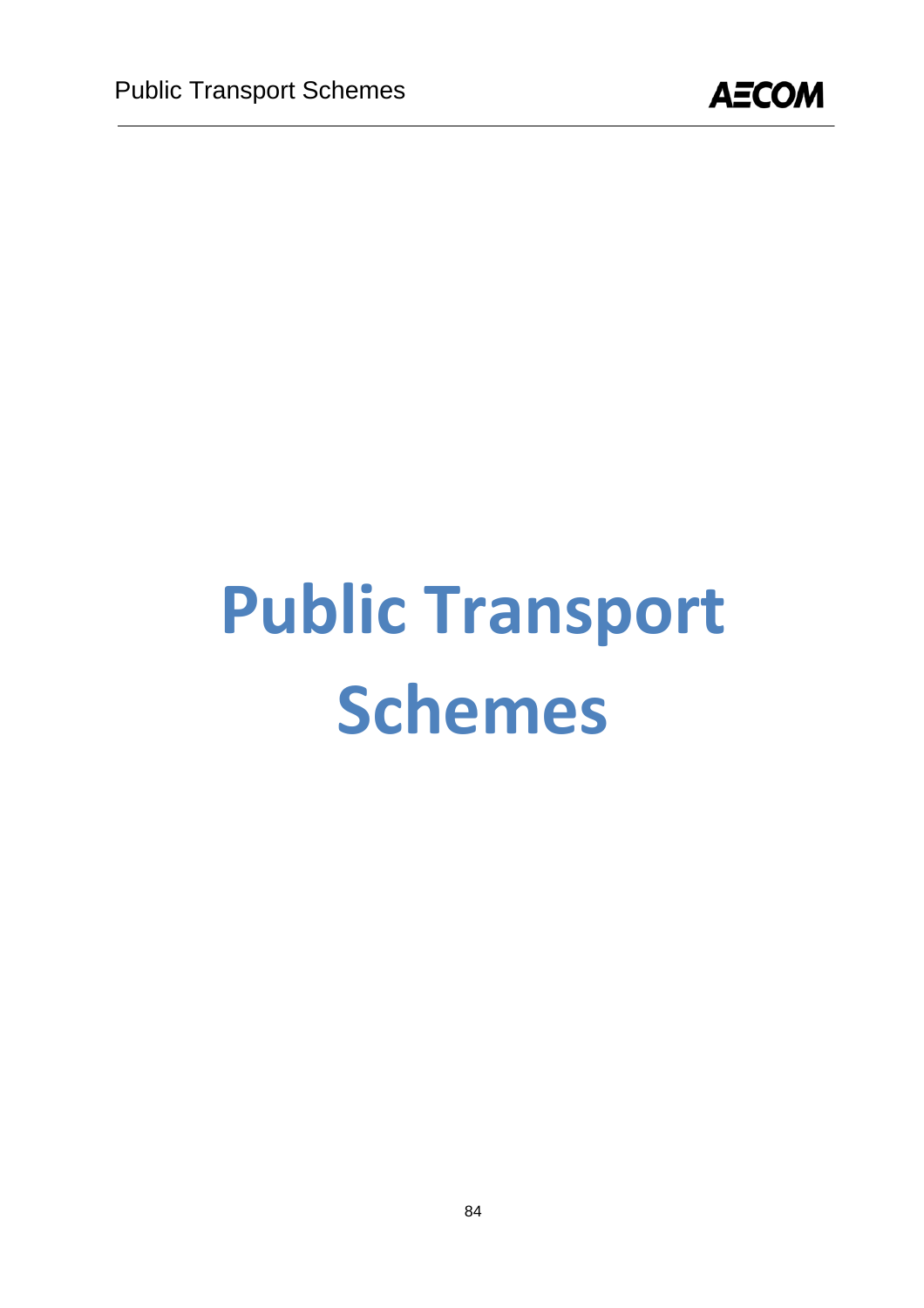# Public Transport Schemes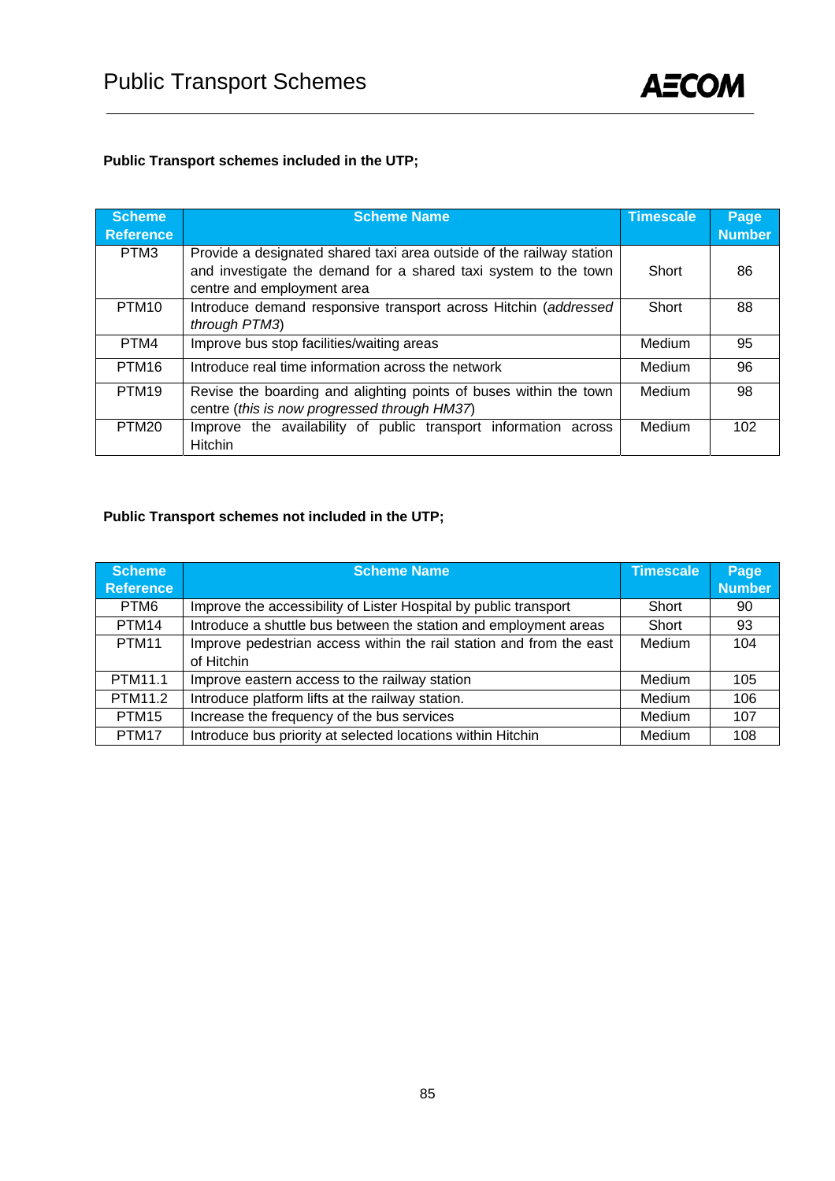# Public Transport Schemes

**Public Transport schemes included in the UTP;**

| Scheme Reference | Scheme Name | Timescale | Page Number |
|---|---|---|---|
| PTM3 | Provide a designated shared taxi area outside of the railway station and investigate the demand for a shared taxi system to the town centre and employment area | Short | 86 |
| PTM10 | Introduce demand responsive transport across Hitchin (*addressed through PTM3*) | Short | 88 |
| PTM4 | Improve bus stop facilities/waiting areas | Medium | 95 |
| PTM16 | Introduce real time information across the network | Medium | 96 |
| PTM19 | Revise the boarding and alighting points of buses within the town centre (*this is now progressed through HM37*) | Medium | 98 |
| PTM20 | Improve the availability of public transport information across Hitchin | Medium | 102 |

**Public Transport schemes not included in the UTP;**

| Scheme Reference | Scheme Name | Timescale | Page Number |
|---|---|---|---|
| PTM6 | Improve the accessibility of Lister Hospital by public transport | Short | 90 |
| PTM14 | Introduce a shuttle bus between the station and employment areas | Short | 93 |
| PTM11 | Improve pedestrian access within the rail station and from the east of Hitchin | Medium | 104 |
| PTM11.1 | Improve eastern access to the railway station | Medium | 105 |
| PTM11.2 | Introduce platform lifts at the railway station. | Medium | 106 |
| PTM15 | Increase the frequency of the bus services | Medium | 107 |
| PTM17 | Introduce bus priority at selected locations within Hitchin | Medium | 108 |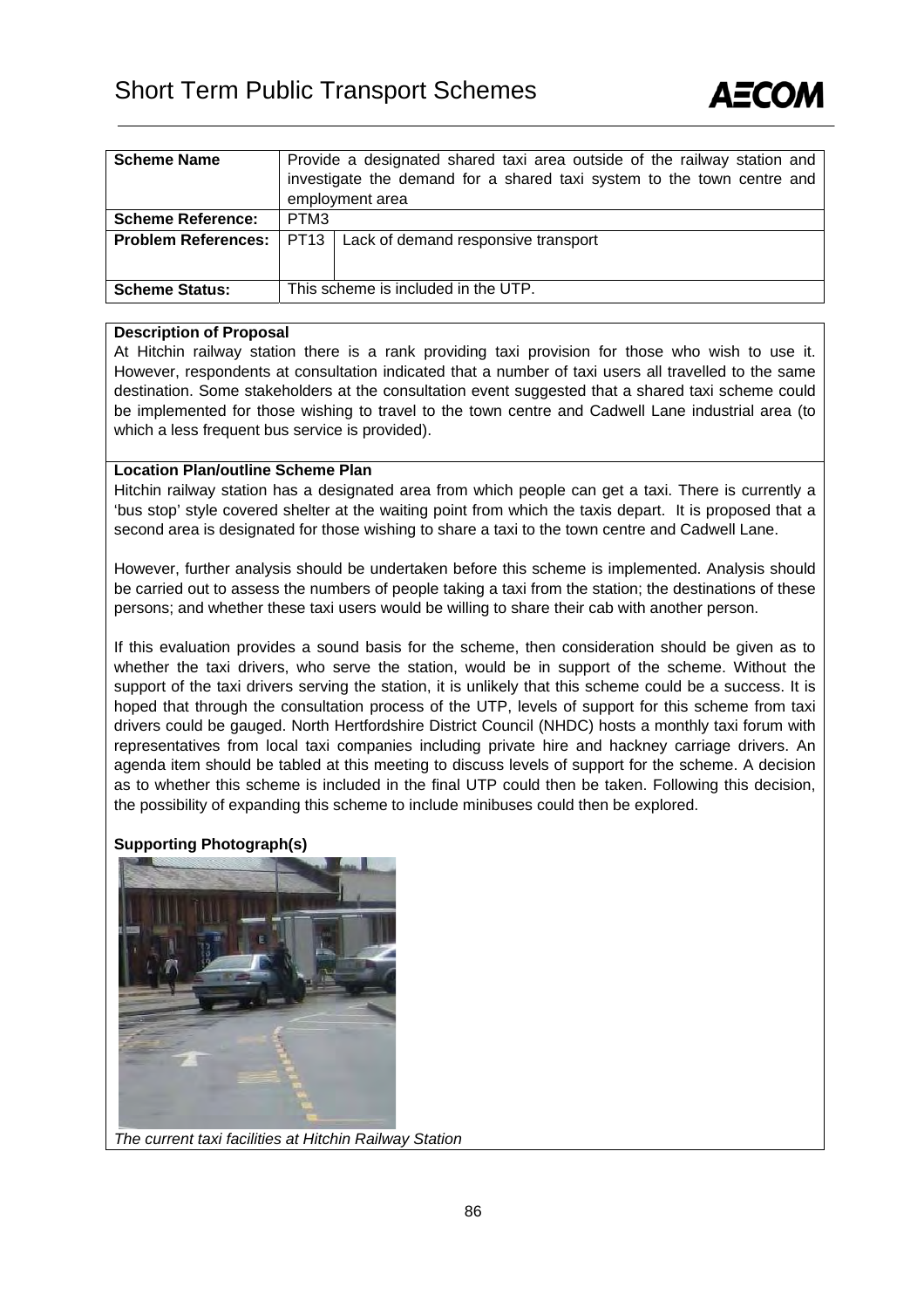# Short Term Public Transport Schemes

| **Scheme Name** | Provide a designated shared taxi area outside of the railway station and investigate the demand for a shared taxi system to the town centre and employment area | |
|---|---|---|
| **Scheme Reference:** | PTM3 | |
| **Problem References:** | PT13 | Lack of demand responsive transport |
| **Scheme Status:** | This scheme is included in the UTP. | |

**Description of Proposal**

At Hitchin railway station there is a rank providing taxi provision for those who wish to use it. However, respondents at consultation indicated that a number of taxi users all travelled to the same destination. Some stakeholders at the consultation event suggested that a shared taxi scheme could be implemented for those wishing to travel to the town centre and Cadwell Lane industrial area (to which a less frequent bus service is provided).

**Location Plan/outline Scheme Plan**

Hitchin railway station has a designated area from which people can get a taxi. There is currently a 'bus stop' style covered shelter at the waiting point from which the taxis depart. It is proposed that a second area is designated for those wishing to share a taxi to the town centre and Cadwell Lane.

However, further analysis should be undertaken before this scheme is implemented. Analysis should be carried out to assess the numbers of people taking a taxi from the station; the destinations of these persons; and whether these taxi users would be willing to share their cab with another person.

If this evaluation provides a sound basis for the scheme, then consideration should be given as to whether the taxi drivers, who serve the station, would be in support of the scheme. Without the support of the taxi drivers serving the station, it is unlikely that this scheme could be a success. It is hoped that through the consultation process of the UTP, levels of support for this scheme from taxi drivers could be gauged. North Hertfordshire District Council (NHDC) hosts a monthly taxi forum with representatives from local taxi companies including private hire and hackney carriage drivers. An agenda item should be tabled at this meeting to discuss levels of support for the scheme. A decision as to whether this scheme is included in the final UTP could then be taken. Following this decision, the possibility of expanding this scheme to include minibuses could then be explored.

**Supporting Photograph(s)**

*The current taxi facilities at Hitchin Railway Station*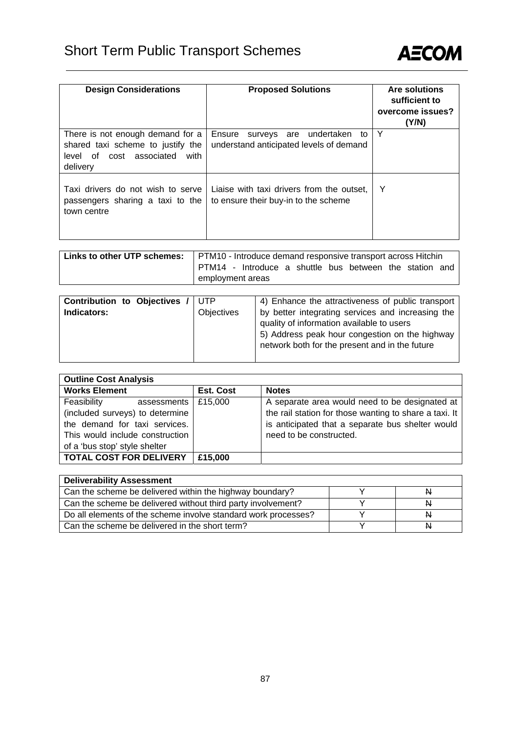# Short Term Public Transport Schemes

| Design Considerations | Proposed Solutions | Are solutions sufficient to overcome issues? (Y/N) |
|---|---|---|
| There is not enough demand for a shared taxi scheme to justify the level of cost associated with delivery | Ensure surveys are undertaken to understand anticipated levels of demand | Y |
| Taxi drivers do not wish to serve passengers sharing a taxi to the town centre | Liaise with taxi drivers from the outset, to ensure their buy-in to the scheme | Y |

| **Links to other UTP schemes:** | PTM10 - Introduce demand responsive transport across Hitchin<br>PTM14 - Introduce a shuttle bus between the station and employment areas |
|---|---|

| **Contribution to Objectives / Indicators:** | UTP Objectives | 4) Enhance the attractiveness of public transport by better integrating services and increasing the quality of information available to users<br>5) Address peak hour congestion on the highway network both for the present and in the future |
|---|---|---|

| **Outline Cost Analysis** | | |
|---|---|---|
| **Works Element** | **Est. Cost** | **Notes** |
| Feasibility assessments (included surveys) to determine the demand for taxi services. This would include construction of a 'bus stop' style shelter | £15,000 | A separate area would need to be designated at the rail station for those wanting to share a taxi. It is anticipated that a separate bus shelter would need to be constructed. |
| **TOTAL COST FOR DELIVERY** | **£15,000** | |

| **Deliverability Assessment** | | |
|---|---|---|
| Can the scheme be delivered within the highway boundary? | Y | ~~N~~ |
| Can the scheme be delivered without third party involvement? | Y | ~~N~~ |
| Do all elements of the scheme involve standard work processes? | Y | ~~N~~ |
| Can the scheme be delivered in the short term? | Y | ~~N~~ |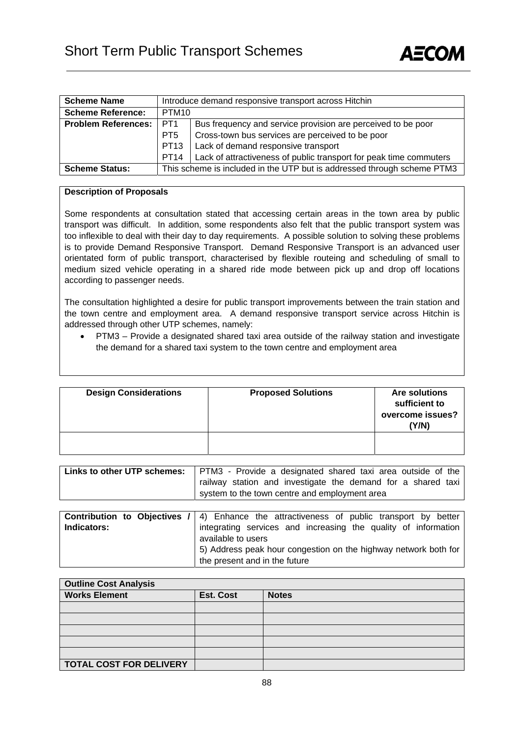| Scheme Name | Introduce demand responsive transport across Hitchin | |
|---|---|---|
| **Scheme Reference:** | PTM10 | |
| **Problem References:** | PT1 | Bus frequency and service provision are perceived to be poor |
| | PT5 | Cross-town bus services are perceived to be poor |
| | PT13 | Lack of demand responsive transport |
| | PT14 | Lack of attractiveness of public transport for peak time commuters |
| **Scheme Status:** | This scheme is included in the UTP but is addressed through scheme PTM3 | |

**Description of Proposals**

Some respondents at consultation stated that accessing certain areas in the town area by public transport was difficult. In addition, some respondents also felt that the public transport system was too inflexible to deal with their day to day requirements. A possible solution to solving these problems is to provide Demand Responsive Transport. Demand Responsive Transport is an advanced user orientated form of public transport, characterised by flexible routeing and scheduling of small to medium sized vehicle operating in a shared ride mode between pick up and drop off locations according to passenger needs.

The consultation highlighted a desire for public transport improvements between the train station and the town centre and employment area. A demand responsive transport service across Hitchin is addressed through other UTP schemes, namely:

- PTM3 – Provide a designated shared taxi area outside of the railway station and investigate the demand for a shared taxi system to the town centre and employment area

| Design Considerations | Proposed Solutions | Are solutions sufficient to overcome issues? (Y/N) |
|---|---|---|
| | | |

| Links to other UTP schemes: | PTM3 - Provide a designated shared taxi area outside of the railway station and investigate the demand for a shared taxi system to the town centre and employment area |
|---|---|

| Contribution to Objectives / Indicators: | 4) Enhance the attractiveness of public transport by better integrating services and increasing the quality of information available to users<br>5) Address peak hour congestion on the highway network both for the present and in the future |
|---|---|

| Outline Cost Analysis | | |
|---|---|---|
| **Works Element** | **Est. Cost** | **Notes** |
| | | |
| | | |
| | | |
| | | |
| | | |
| **TOTAL COST FOR DELIVERY** | | |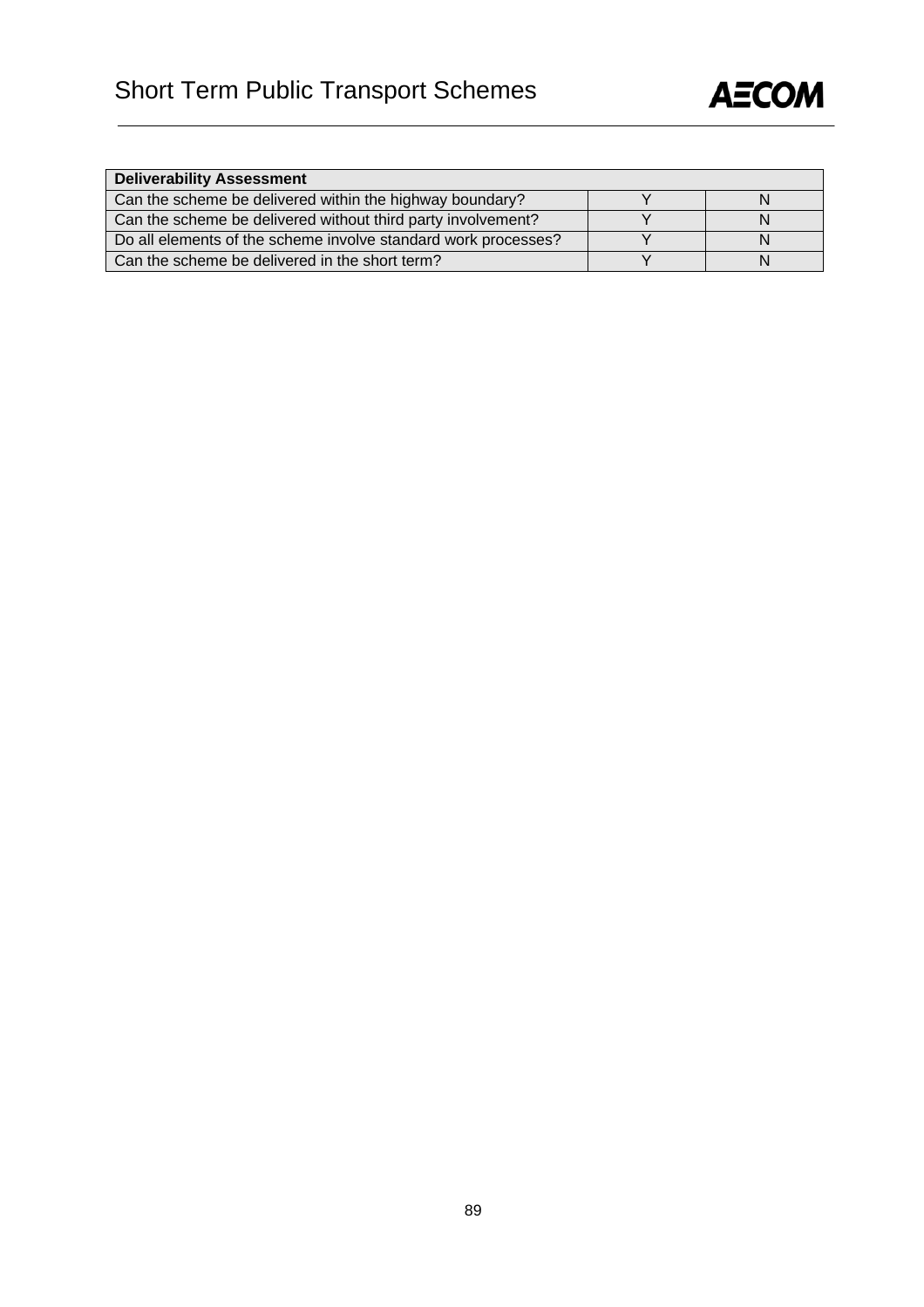| Deliverability Assessment | | |
|---|---|---|
| Can the scheme be delivered within the highway boundary? | Y | N |
| Can the scheme be delivered without third party involvement? | Y | N |
| Do all elements of the scheme involve standard work processes? | Y | N |
| Can the scheme be delivered in the short term? | Y | N |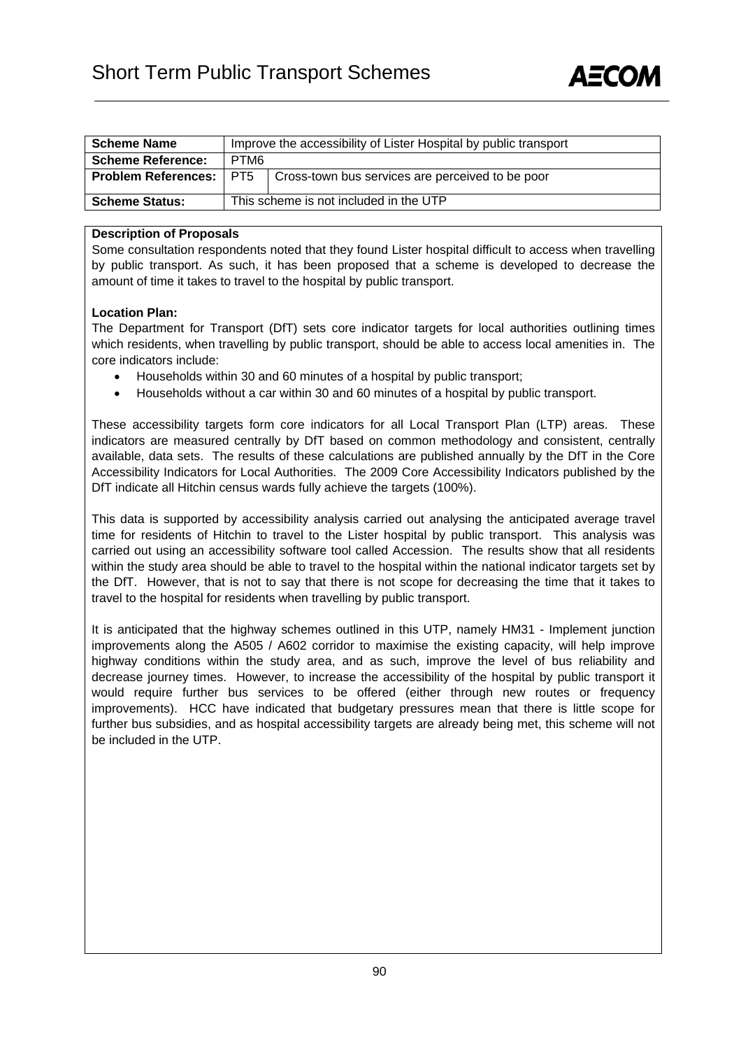# Short Term Public Transport Schemes

| Scheme Name | Improve the accessibility of Lister Hospital by public transport | |
|---|---|---|
| **Scheme Reference:** | PTM6 | |
| **Problem References:** | PT5 | Cross-town bus services are perceived to be poor |
| **Scheme Status:** | This scheme is not included in the UTP | |

**Description of Proposals**

Some consultation respondents noted that they found Lister hospital difficult to access when travelling by public transport. As such, it has been proposed that a scheme is developed to decrease the amount of time it takes to travel to the hospital by public transport.

**Location Plan:**

The Department for Transport (DfT) sets core indicator targets for local authorities outlining times which residents, when travelling by public transport, should be able to access local amenities in. The core indicators include:

- Households within 30 and 60 minutes of a hospital by public transport;
- Households without a car within 30 and 60 minutes of a hospital by public transport.

These accessibility targets form core indicators for all Local Transport Plan (LTP) areas. These indicators are measured centrally by DfT based on common methodology and consistent, centrally available, data sets. The results of these calculations are published annually by the DfT in the Core Accessibility Indicators for Local Authorities. The 2009 Core Accessibility Indicators published by the DfT indicate all Hitchin census wards fully achieve the targets (100%).

This data is supported by accessibility analysis carried out analysing the anticipated average travel time for residents of Hitchin to travel to the Lister hospital by public transport. This analysis was carried out using an accessibility software tool called Accession. The results show that all residents within the study area should be able to travel to the hospital within the national indicator targets set by the DfT. However, that is not to say that there is not scope for decreasing the time that it takes to travel to the hospital for residents when travelling by public transport.

It is anticipated that the highway schemes outlined in this UTP, namely HM31 - Implement junction improvements along the A505 / A602 corridor to maximise the existing capacity, will help improve highway conditions within the study area, and as such, improve the level of bus reliability and decrease journey times. However, to increase the accessibility of the hospital by public transport it would require further bus services to be offered (either through new routes or frequency improvements). HCC have indicated that budgetary pressures mean that there is little scope for further bus subsidies, and as hospital accessibility targets are already being met, this scheme will not be included in the UTP.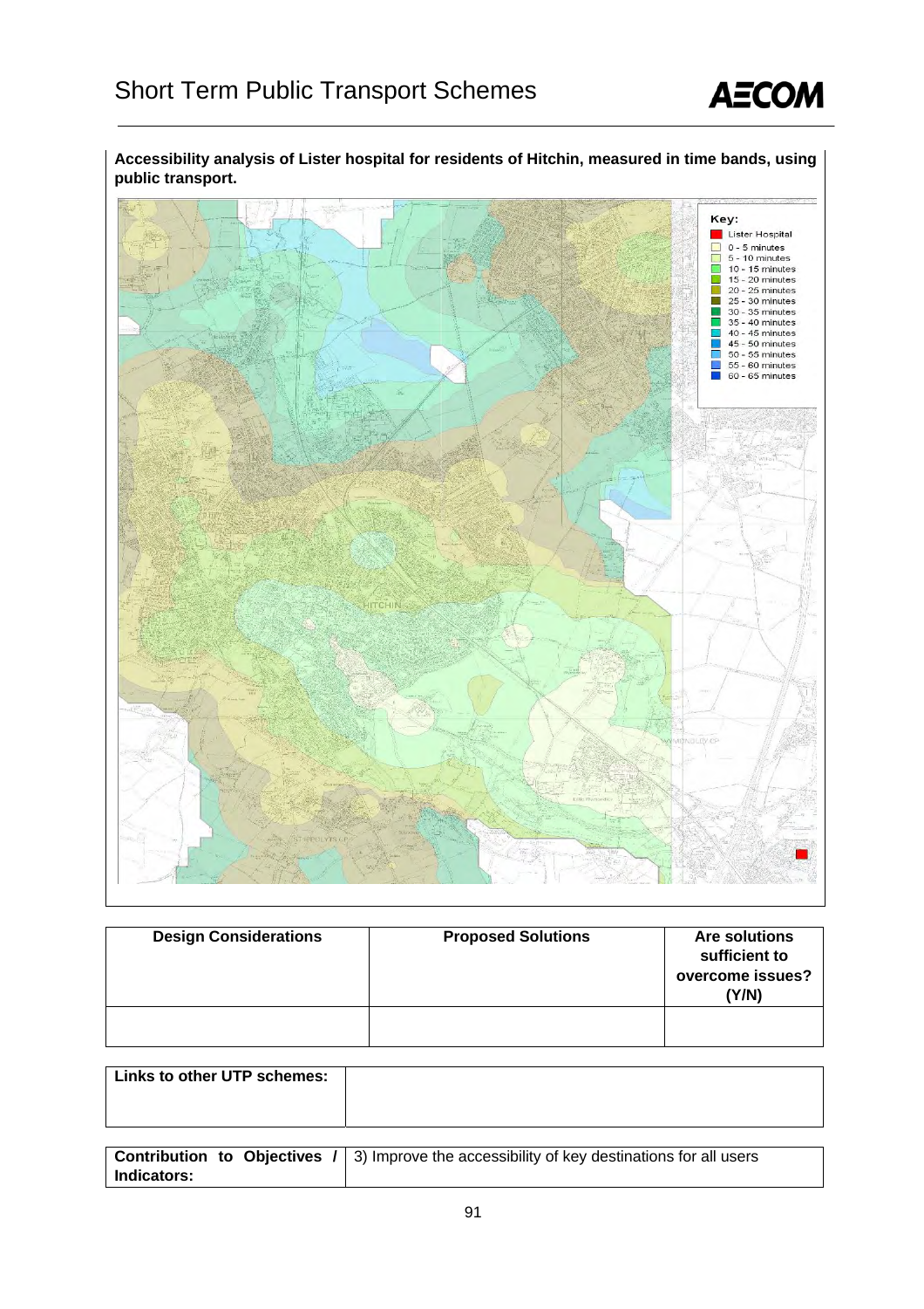**Accessibility analysis of Lister hospital for residents of Hitchin, measured in time bands, using public transport.**

| Design Considerations | Proposed Solutions | Are solutions sufficient to overcome issues? (Y/N) |
|---|---|---|
| | | |

| Links to other UTP schemes: | |
|---|---|

| Contribution to Objectives / Indicators: | 3) Improve the accessibility of key destinations for all users |
|---|---|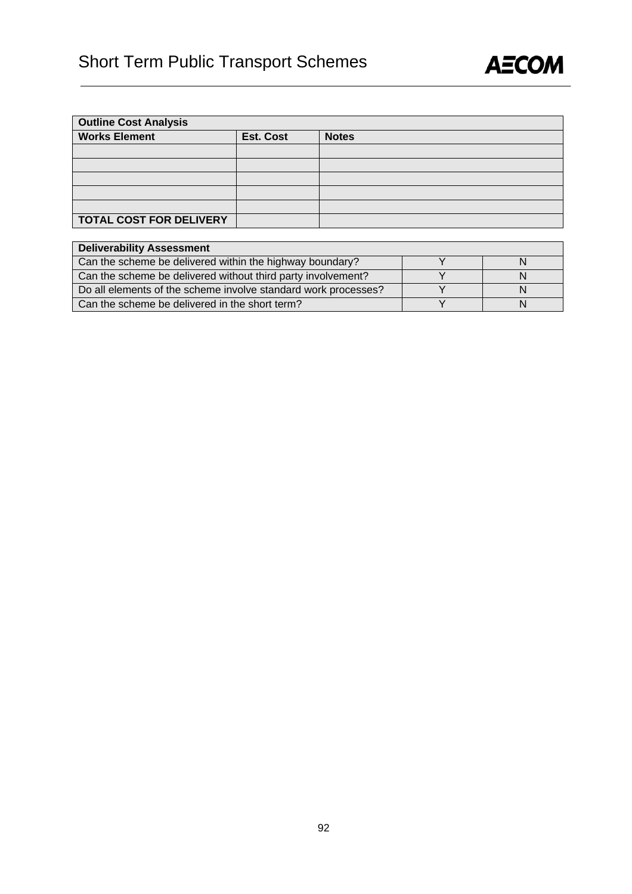| Outline Cost Analysis | | |
|---|---|---|
| **Works Element** | **Est. Cost** | **Notes** |
| | | |
| | | |
| | | |
| | | |
| | | |
| **TOTAL COST FOR DELIVERY** | | |

| Deliverability Assessment | | |
|---|---|---|
| Can the scheme be delivered within the highway boundary? | Y | N |
| Can the scheme be delivered without third party involvement? | Y | N |
| Do all elements of the scheme involve standard work processes? | Y | N |
| Can the scheme be delivered in the short term? | Y | N |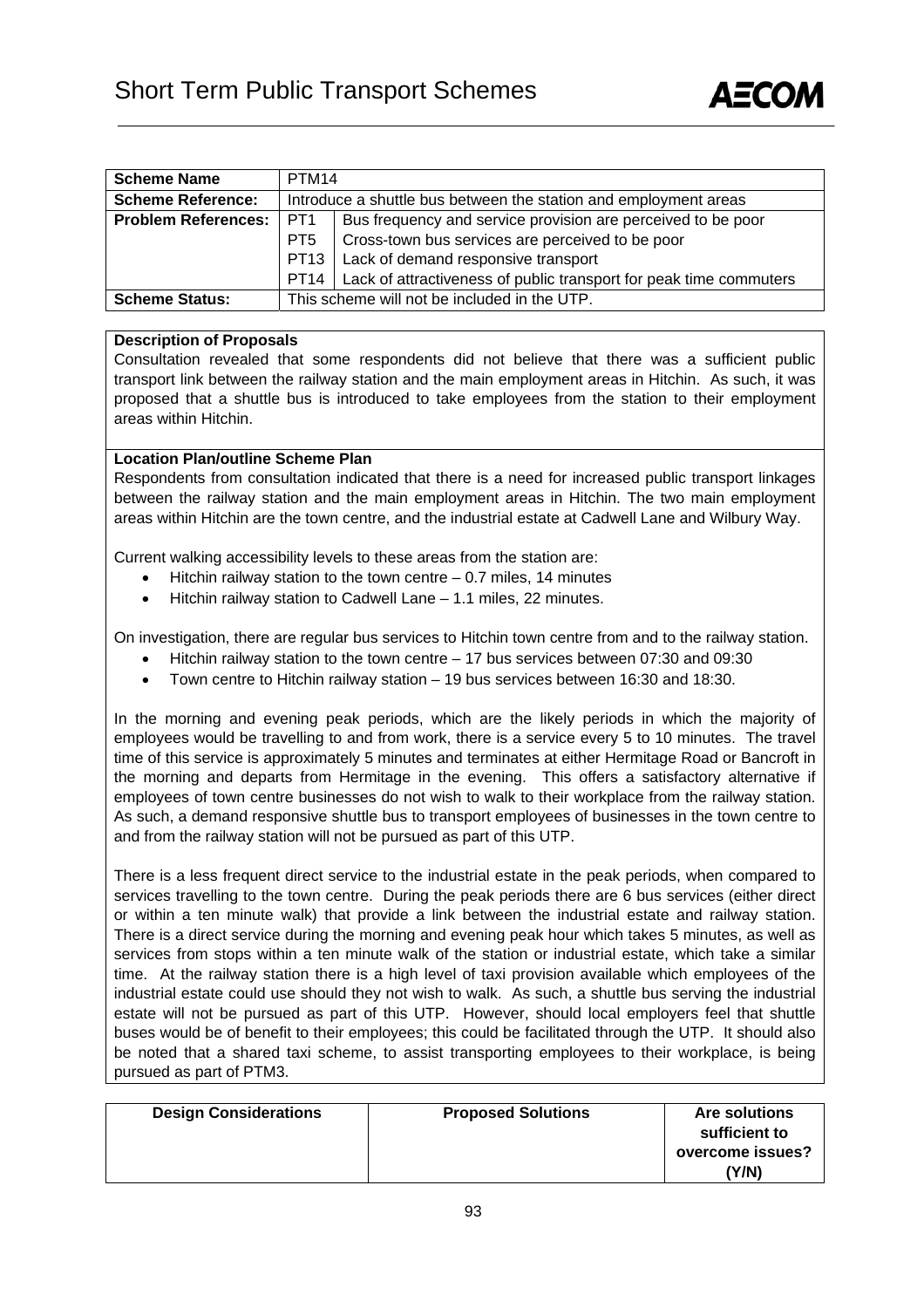# Short Term Public Transport Schemes

| **Scheme Name** | PTM14 | |
|---|---|---|
| **Scheme Reference:** | Introduce a shuttle bus between the station and employment areas | |
| **Problem References:** | PT1 | Bus frequency and service provision are perceived to be poor |
| | PT5 | Cross-town bus services are perceived to be poor |
| | PT13 | Lack of demand responsive transport |
| | PT14 | Lack of attractiveness of public transport for peak time commuters |
| **Scheme Status:** | This scheme will not be included in the UTP. | |

**Description of Proposals**

Consultation revealed that some respondents did not believe that there was a sufficient public transport link between the railway station and the main employment areas in Hitchin. As such, it was proposed that a shuttle bus is introduced to take employees from the station to their employment areas within Hitchin.

**Location Plan/outline Scheme Plan**

Respondents from consultation indicated that there is a need for increased public transport linkages between the railway station and the main employment areas in Hitchin. The two main employment areas within Hitchin are the town centre, and the industrial estate at Cadwell Lane and Wilbury Way.

Current walking accessibility levels to these areas from the station are:

- Hitchin railway station to the town centre – 0.7 miles, 14 minutes
- Hitchin railway station to Cadwell Lane – 1.1 miles, 22 minutes.

On investigation, there are regular bus services to Hitchin town centre from and to the railway station.

- Hitchin railway station to the town centre – 17 bus services between 07:30 and 09:30
- Town centre to Hitchin railway station – 19 bus services between 16:30 and 18:30.

In the morning and evening peak periods, which are the likely periods in which the majority of employees would be travelling to and from work, there is a service every 5 to 10 minutes. The travel time of this service is approximately 5 minutes and terminates at either Hermitage Road or Bancroft in the morning and departs from Hermitage in the evening. This offers a satisfactory alternative if employees of town centre businesses do not wish to walk to their workplace from the railway station. As such, a demand responsive shuttle bus to transport employees of businesses in the town centre to and from the railway station will not be pursued as part of this UTP.

There is a less frequent direct service to the industrial estate in the peak periods, when compared to services travelling to the town centre. During the peak periods there are 6 bus services (either direct or within a ten minute walk) that provide a link between the industrial estate and railway station. There is a direct service during the morning and evening peak hour which takes 5 minutes, as well as services from stops within a ten minute walk of the station or industrial estate, which take a similar time. At the railway station there is a high level of taxi provision available which employees of the industrial estate could use should they not wish to walk. As such, a shuttle bus serving the industrial estate will not be pursued as part of this UTP. However, should local employers feel that shuttle buses would be of benefit to their employees; this could be facilitated through the UTP. It should also be noted that a shared taxi scheme, to assist transporting employees to their workplace, is being pursued as part of PTM3.

| Design Considerations | Proposed Solutions | Are solutions sufficient to overcome issues? (Y/N) |
|---|---|---|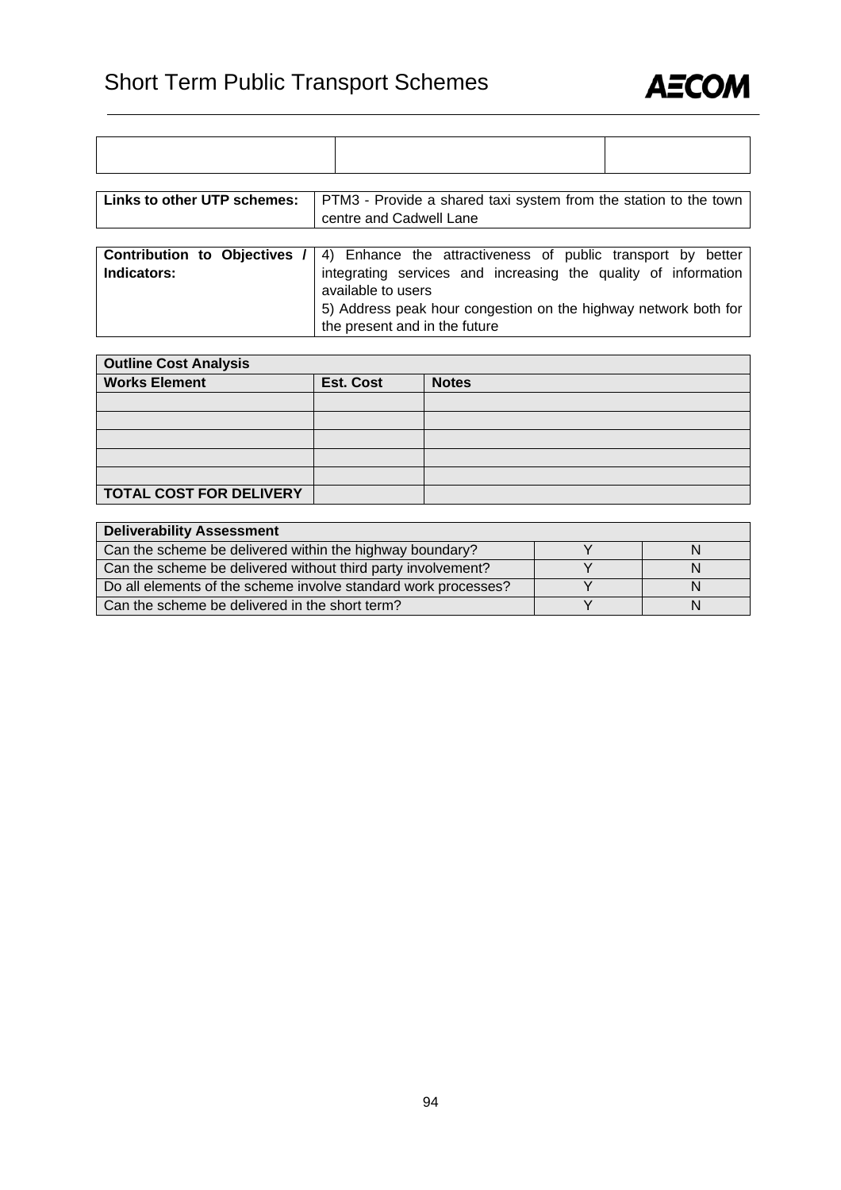| | | |
|---|---|---|
| | | |

| **Links to other UTP schemes:** | PTM3 - Provide a shared taxi system from the station to the town centre and Cadwell Lane |
|---|---|

| **Contribution to Objectives / Indicators:** | 4) Enhance the attractiveness of public transport by better integrating services and increasing the quality of information available to users<br>5) Address peak hour congestion on the highway network both for the present and in the future |
|---|---|

| **Outline Cost Analysis** | | |
|---|---|---|
| **Works Element** | **Est. Cost** | **Notes** |
| | | |
| | | |
| | | |
| | | |
| | | |
| **TOTAL COST FOR DELIVERY** | | |

| **Deliverability Assessment** | | |
|---|---|---|
| Can the scheme be delivered within the highway boundary? | Y | N |
| Can the scheme be delivered without third party involvement? | Y | N |
| Do all elements of the scheme involve standard work processes? | Y | N |
| Can the scheme be delivered in the short term? | Y | N |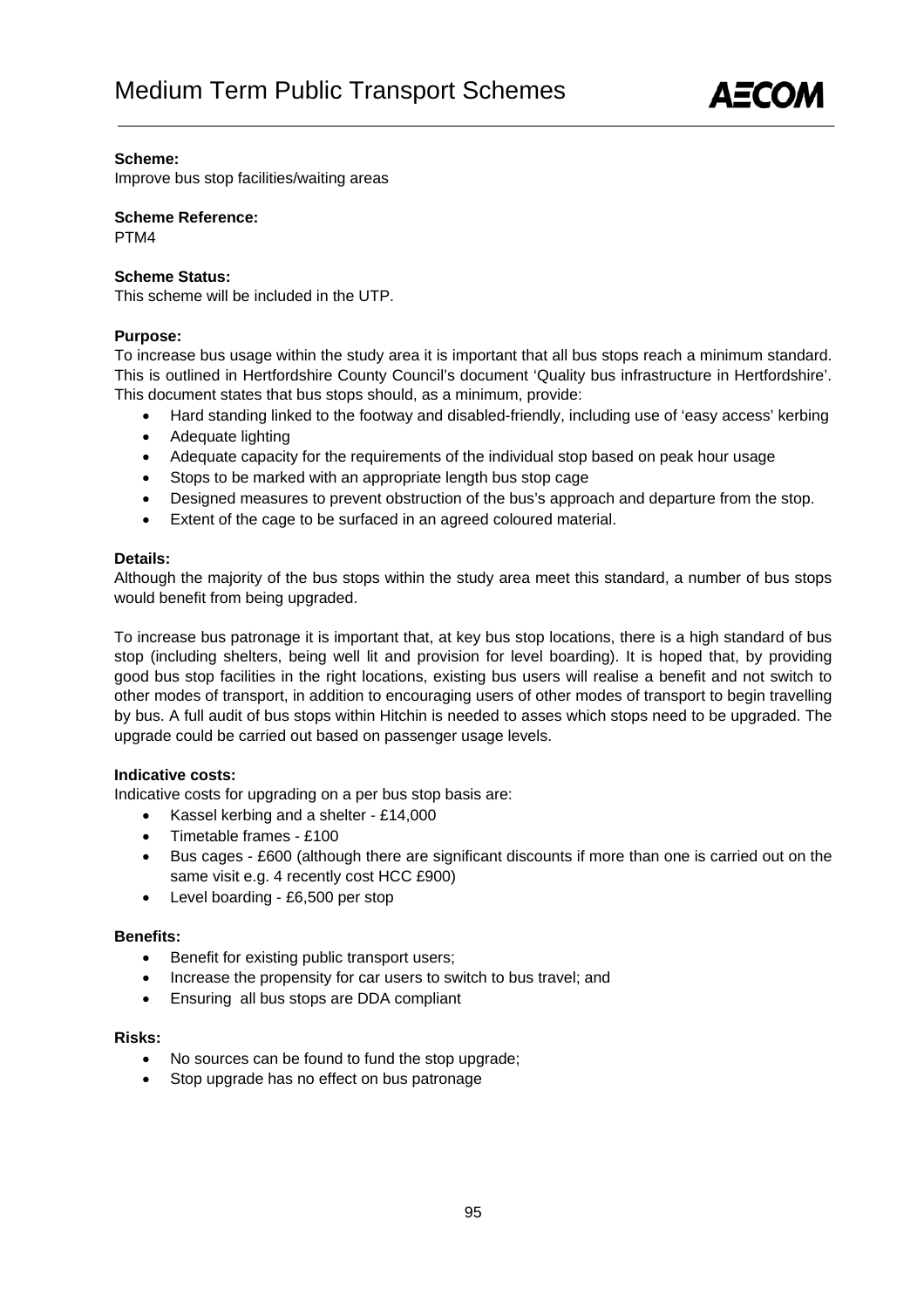**Scheme:**
Improve bus stop facilities/waiting areas

**Scheme Reference:**
PTM4

**Scheme Status:**
This scheme will be included in the UTP.

**Purpose:**
To increase bus usage within the study area it is important that all bus stops reach a minimum standard. This is outlined in Hertfordshire County Council's document 'Quality bus infrastructure in Hertfordshire'. This document states that bus stops should, as a minimum, provide:

- Hard standing linked to the footway and disabled-friendly, including use of 'easy access' kerbing
- Adequate lighting
- Adequate capacity for the requirements of the individual stop based on peak hour usage
- Stops to be marked with an appropriate length bus stop cage
- Designed measures to prevent obstruction of the bus's approach and departure from the stop.
- Extent of the cage to be surfaced in an agreed coloured material.

**Details:**
Although the majority of the bus stops within the study area meet this standard, a number of bus stops would benefit from being upgraded.

To increase bus patronage it is important that, at key bus stop locations, there is a high standard of bus stop (including shelters, being well lit and provision for level boarding). It is hoped that, by providing good bus stop facilities in the right locations, existing bus users will realise a benefit and not switch to other modes of transport, in addition to encouraging users of other modes of transport to begin travelling by bus. A full audit of bus stops within Hitchin is needed to asses which stops need to be upgraded. The upgrade could be carried out based on passenger usage levels.

**Indicative costs:**
Indicative costs for upgrading on a per bus stop basis are:

- Kassel kerbing and a shelter - £14,000
- Timetable frames - £100
- Bus cages - £600 (although there are significant discounts if more than one is carried out on the same visit e.g. 4 recently cost HCC £900)
- Level boarding - £6,500 per stop

**Benefits:**

- Benefit for existing public transport users;
- Increase the propensity for car users to switch to bus travel; and
- Ensuring all bus stops are DDA compliant

**Risks:**

- No sources can be found to fund the stop upgrade;
- Stop upgrade has no effect on bus patronage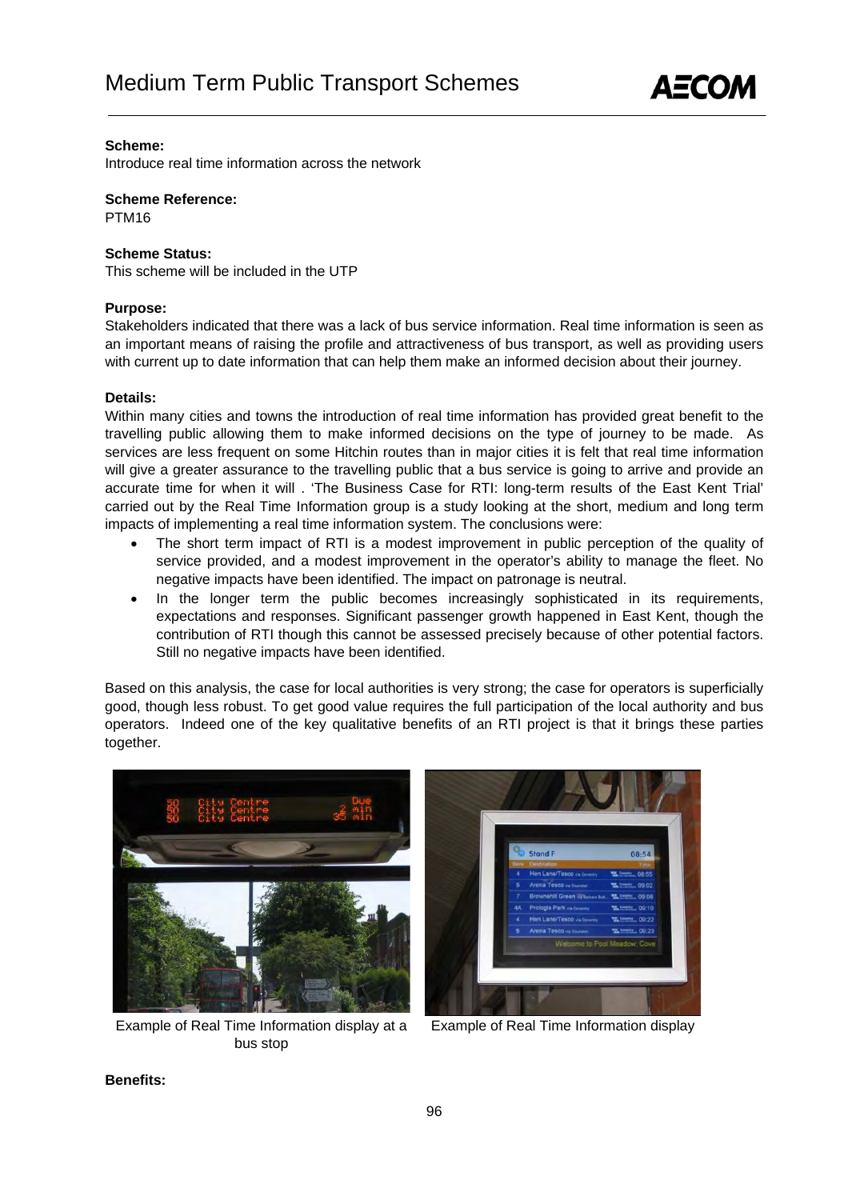# Medium Term Public Transport Schemes

**Scheme:**
Introduce real time information across the network

**Scheme Reference:**
PTM16

**Scheme Status:**
This scheme will be included in the UTP

**Purpose:**
Stakeholders indicated that there was a lack of bus service information. Real time information is seen as an important means of raising the profile and attractiveness of bus transport, as well as providing users with current up to date information that can help them make an informed decision about their journey.

**Details:**
Within many cities and towns the introduction of real time information has provided great benefit to the travelling public allowing them to make informed decisions on the type of journey to be made. As services are less frequent on some Hitchin routes than in major cities it is felt that real time information will give a greater assurance to the travelling public that a bus service is going to arrive and provide an accurate time for when it will . 'The Business Case for RTI: long-term results of the East Kent Trial' carried out by the Real Time Information group is a study looking at the short, medium and long term impacts of implementing a real time information system. The conclusions were:

- The short term impact of RTI is a modest improvement in public perception of the quality of service provided, and a modest improvement in the operator's ability to manage the fleet. No negative impacts have been identified. The impact on patronage is neutral.
- In the longer term the public becomes increasingly sophisticated in its requirements, expectations and responses. Significant passenger growth happened in East Kent, though the contribution of RTI though this cannot be assessed precisely because of other potential factors. Still no negative impacts have been identified.

Based on this analysis, the case for local authorities is very strong; the case for operators is superficially good, though less robust. To get good value requires the full participation of the local authority and bus operators. Indeed one of the key qualitative benefits of an RTI project is that it brings these parties together.

Example of Real Time Information display at a bus stop

Example of Real Time Information display

**Benefits:**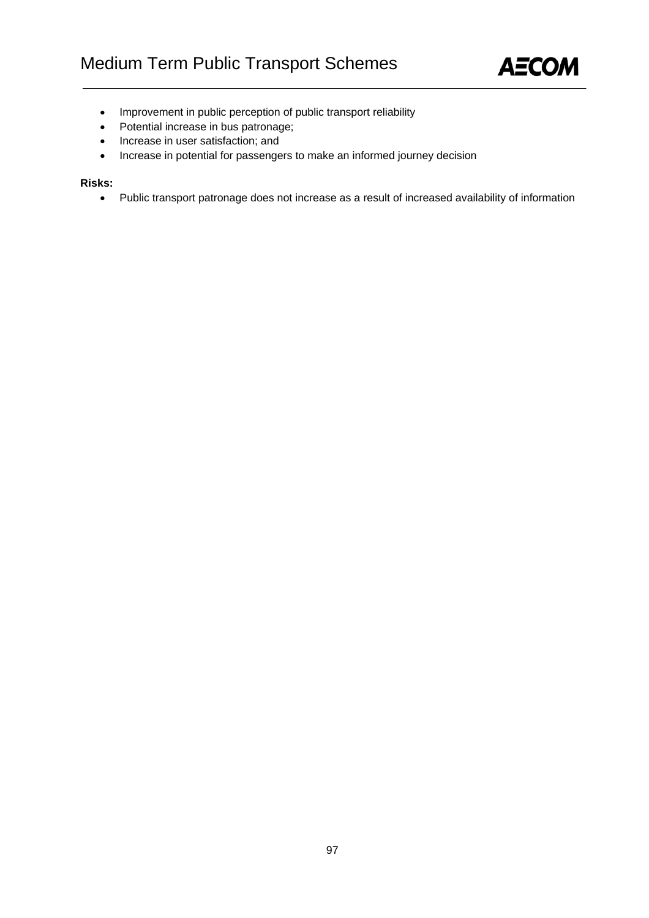- Improvement in public perception of public transport reliability
- Potential increase in bus patronage;
- Increase in user satisfaction; and
- Increase in potential for passengers to make an informed journey decision

**Risks:**

- Public transport patronage does not increase as a result of increased availability of information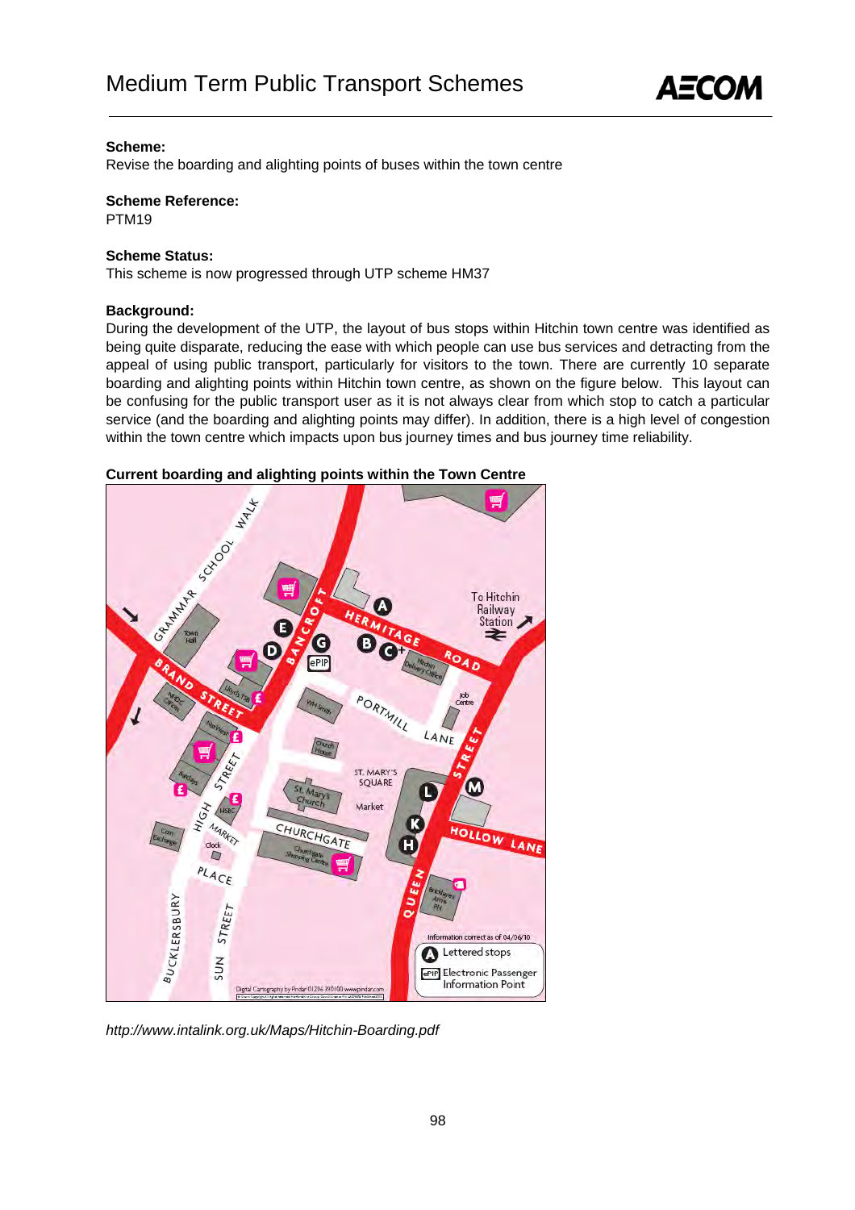**Scheme:**
Revise the boarding and alighting points of buses within the town centre

**Scheme Reference:**
PTM19

**Scheme Status:**
This scheme is now progressed through UTP scheme HM37

**Background:**
During the development of the UTP, the layout of bus stops within Hitchin town centre was identified as being quite disparate, reducing the ease with which people can use bus services and detracting from the appeal of using public transport, particularly for visitors to the town. There are currently 10 separate boarding and alighting points within Hitchin town centre, as shown on the figure below. This layout can be confusing for the public transport user as it is not always clear from which stop to catch a particular service (and the boarding and alighting points may differ). In addition, there is a high level of congestion within the town centre which impacts upon bus journey times and bus journey time reliability.

**Current boarding and alighting points within the Town Centre**

*http://www.intalink.org.uk/Maps/Hitchin-Boarding.pdf*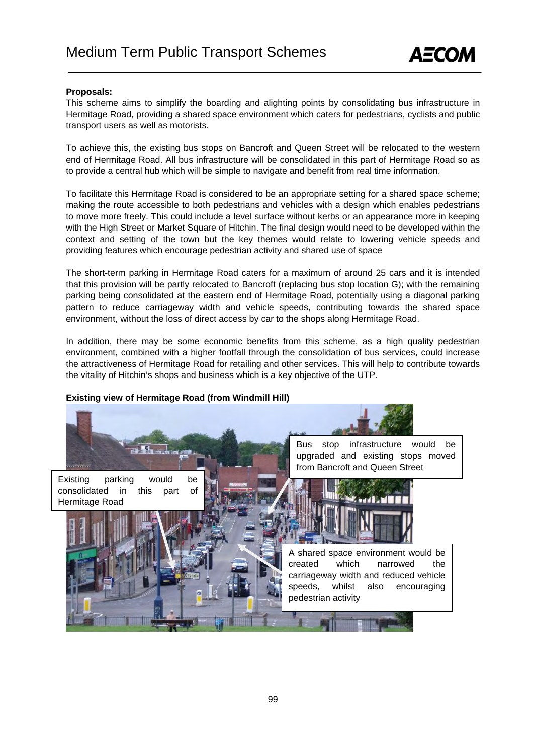# Medium Term Public Transport Schemes

**Proposals:**

This scheme aims to simplify the boarding and alighting points by consolidating bus infrastructure in Hermitage Road, providing a shared space environment which caters for pedestrians, cyclists and public transport users as well as motorists.

To achieve this, the existing bus stops on Bancroft and Queen Street will be relocated to the western end of Hermitage Road. All bus infrastructure will be consolidated in this part of Hermitage Road so as to provide a central hub which will be simple to navigate and benefit from real time information.

To facilitate this Hermitage Road is considered to be an appropriate setting for a shared space scheme; making the route accessible to both pedestrians and vehicles with a design which enables pedestrians to move more freely. This could include a level surface without kerbs or an appearance more in keeping with the High Street or Market Square of Hitchin. The final design would need to be developed within the context and setting of the town but the key themes would relate to lowering vehicle speeds and providing features which encourage pedestrian activity and shared use of space

The short-term parking in Hermitage Road caters for a maximum of around 25 cars and it is intended that this provision will be partly relocated to Bancroft (replacing bus stop location G); with the remaining parking being consolidated at the eastern end of Hermitage Road, potentially using a diagonal parking pattern to reduce carriageway width and vehicle speeds, contributing towards the shared space environment, without the loss of direct access by car to the shops along Hermitage Road.

In addition, there may be some economic benefits from this scheme, as a high quality pedestrian environment, combined with a higher footfall through the consolidation of bus services, could increase the attractiveness of Hermitage Road for retailing and other services. This will help to contribute towards the vitality of Hitchin's shops and business which is a key objective of the UTP.

**Existing view of Hermitage Road (from Windmill Hill)**

Existing parking would be consolidated in this part of Hermitage Road

Bus stop infrastructure would be upgraded and existing stops moved from Bancroft and Queen Street

A shared space environment would be created which narrowed the carriageway width and reduced vehicle speeds, whilst also encouraging pedestrian activity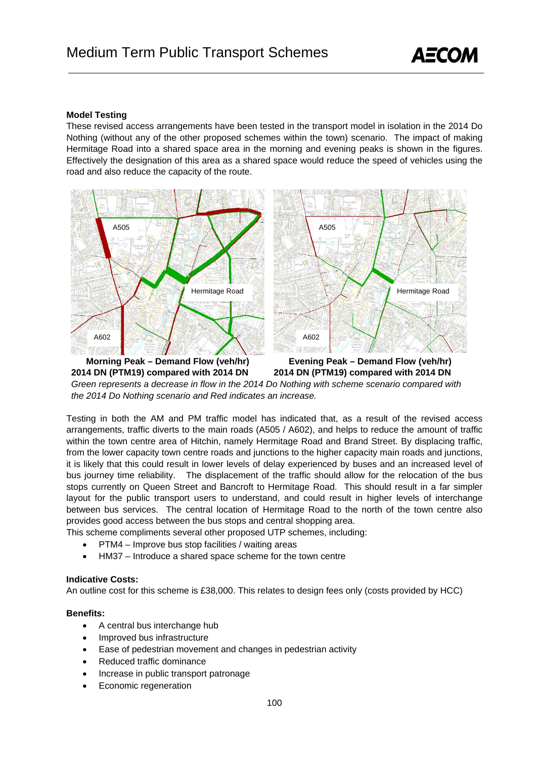### Model Testing

These revised access arrangements have been tested in the transport model in isolation in the 2014 Do Nothing (without any of the other proposed schemes within the town) scenario. The impact of making Hermitage Road into a shared space area in the morning and evening peaks is shown in the figures. Effectively the designation of this area as a shared space would reduce the speed of vehicles using the road and also reduce the capacity of the route.

**Morning Peak – Demand Flow (veh/hr) 2014 DN (PTM19) compared with 2014 DN**

**Evening Peak – Demand Flow (veh/hr) 2014 DN (PTM19) compared with 2014 DN**

*Green represents a decrease in flow in the 2014 Do Nothing with scheme scenario compared with the 2014 Do Nothing scenario and Red indicates an increase.*

Testing in both the AM and PM traffic model has indicated that, as a result of the revised access arrangements, traffic diverts to the main roads (A505 / A602), and helps to reduce the amount of traffic within the town centre area of Hitchin, namely Hermitage Road and Brand Street. By displacing traffic, from the lower capacity town centre roads and junctions to the higher capacity main roads and junctions, it is likely that this could result in lower levels of delay experienced by buses and an increased level of bus journey time reliability. The displacement of the traffic should allow for the relocation of the bus stops currently on Queen Street and Bancroft to Hermitage Road. This should result in a far simpler layout for the public transport users to understand, and could result in higher levels of interchange between bus services. The central location of Hermitage Road to the north of the town centre also provides good access between the bus stops and central shopping area.

This scheme compliments several other proposed UTP schemes, including:

- PTM4 – Improve bus stop facilities / waiting areas
- HM37 – Introduce a shared space scheme for the town centre

### Indicative Costs:

An outline cost for this scheme is £38,000. This relates to design fees only (costs provided by HCC)

### Benefits:

- A central bus interchange hub
- Improved bus infrastructure
- Ease of pedestrian movement and changes in pedestrian activity
- Reduced traffic dominance
- Increase in public transport patronage
- Economic regeneration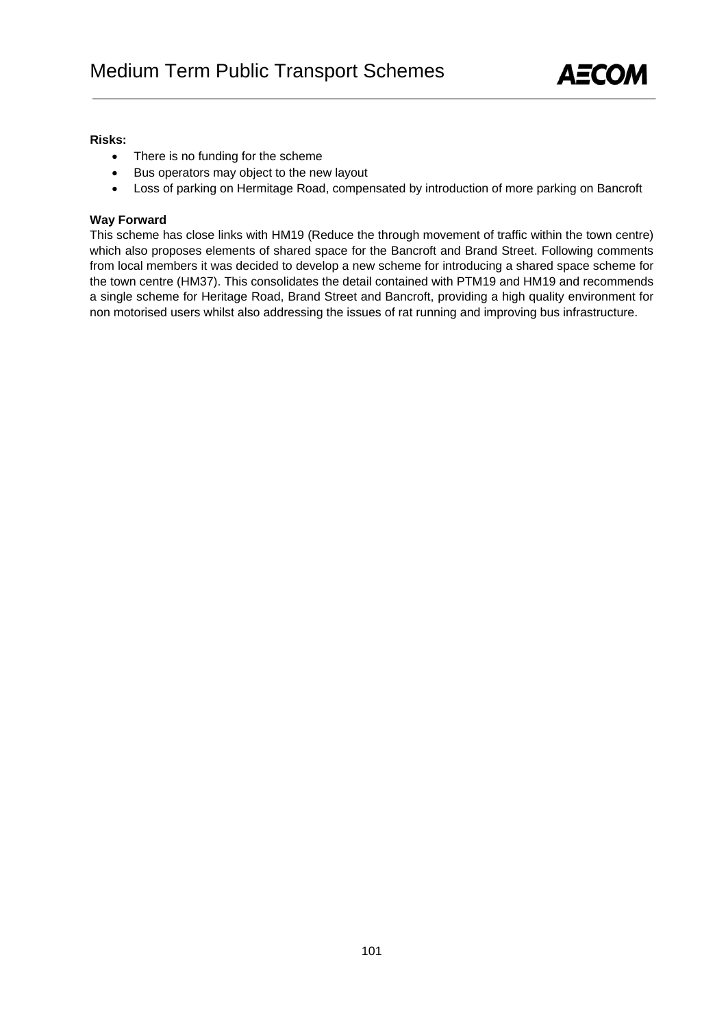**Risks:**

- There is no funding for the scheme
- Bus operators may object to the new layout
- Loss of parking on Hermitage Road, compensated by introduction of more parking on Bancroft

**Way Forward**

This scheme has close links with HM19 (Reduce the through movement of traffic within the town centre) which also proposes elements of shared space for the Bancroft and Brand Street. Following comments from local members it was decided to develop a new scheme for introducing a shared space scheme for the town centre (HM37). This consolidates the detail contained with PTM19 and HM19 and recommends a single scheme for Heritage Road, Brand Street and Bancroft, providing a high quality environment for non motorised users whilst also addressing the issues of rat running and improving bus infrastructure.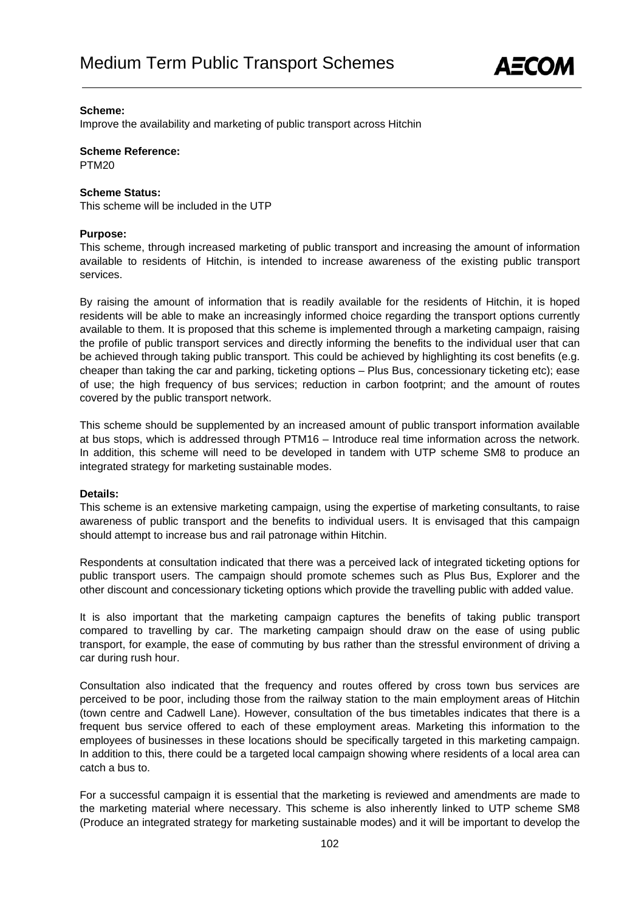**Scheme:**
Improve the availability and marketing of public transport across Hitchin

**Scheme Reference:**
PTM20

**Scheme Status:**
This scheme will be included in the UTP

**Purpose:**
This scheme, through increased marketing of public transport and increasing the amount of information available to residents of Hitchin, is intended to increase awareness of the existing public transport services.

By raising the amount of information that is readily available for the residents of Hitchin, it is hoped residents will be able to make an increasingly informed choice regarding the transport options currently available to them. It is proposed that this scheme is implemented through a marketing campaign, raising the profile of public transport services and directly informing the benefits to the individual user that can be achieved through taking public transport. This could be achieved by highlighting its cost benefits (e.g. cheaper than taking the car and parking, ticketing options – Plus Bus, concessionary ticketing etc); ease of use; the high frequency of bus services; reduction in carbon footprint; and the amount of routes covered by the public transport network.

This scheme should be supplemented by an increased amount of public transport information available at bus stops, which is addressed through PTM16 – Introduce real time information across the network. In addition, this scheme will need to be developed in tandem with UTP scheme SM8 to produce an integrated strategy for marketing sustainable modes.

**Details:**
This scheme is an extensive marketing campaign, using the expertise of marketing consultants, to raise awareness of public transport and the benefits to individual users. It is envisaged that this campaign should attempt to increase bus and rail patronage within Hitchin.

Respondents at consultation indicated that there was a perceived lack of integrated ticketing options for public transport users. The campaign should promote schemes such as Plus Bus, Explorer and the other discount and concessionary ticketing options which provide the travelling public with added value.

It is also important that the marketing campaign captures the benefits of taking public transport compared to travelling by car. The marketing campaign should draw on the ease of using public transport, for example, the ease of commuting by bus rather than the stressful environment of driving a car during rush hour.

Consultation also indicated that the frequency and routes offered by cross town bus services are perceived to be poor, including those from the railway station to the main employment areas of Hitchin (town centre and Cadwell Lane). However, consultation of the bus timetables indicates that there is a frequent bus service offered to each of these employment areas. Marketing this information to the employees of businesses in these locations should be specifically targeted in this marketing campaign. In addition to this, there could be a targeted local campaign showing where residents of a local area can catch a bus to.

For a successful campaign it is essential that the marketing is reviewed and amendments are made to the marketing material where necessary. This scheme is also inherently linked to UTP scheme SM8 (Produce an integrated strategy for marketing sustainable modes) and it will be important to develop the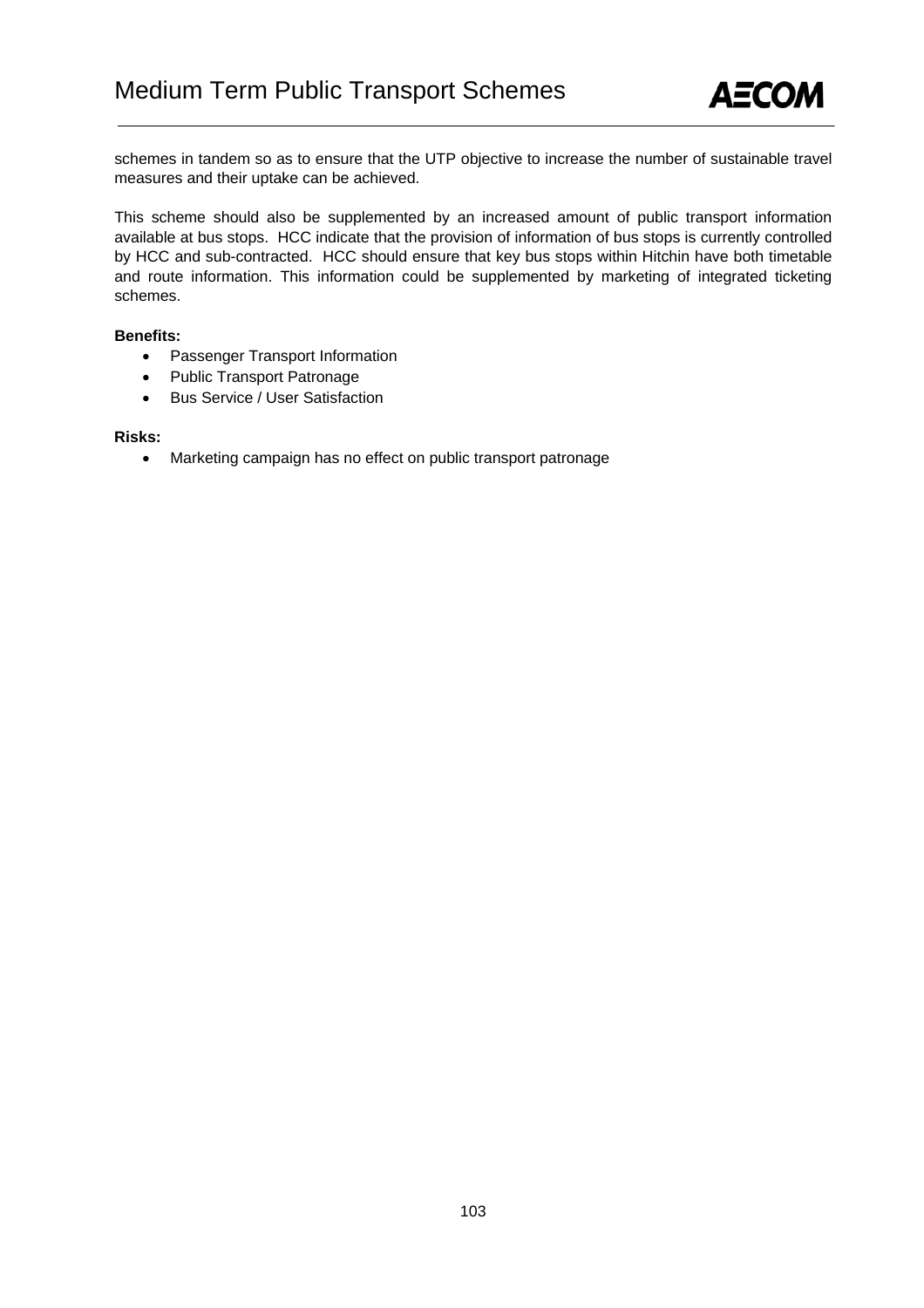schemes in tandem so as to ensure that the UTP objective to increase the number of sustainable travel measures and their uptake can be achieved.

This scheme should also be supplemented by an increased amount of public transport information available at bus stops. HCC indicate that the provision of information of bus stops is currently controlled by HCC and sub-contracted. HCC should ensure that key bus stops within Hitchin have both timetable and route information. This information could be supplemented by marketing of integrated ticketing schemes.

**Benefits:**

- Passenger Transport Information
- Public Transport Patronage
- Bus Service / User Satisfaction

**Risks:**

- Marketing campaign has no effect on public transport patronage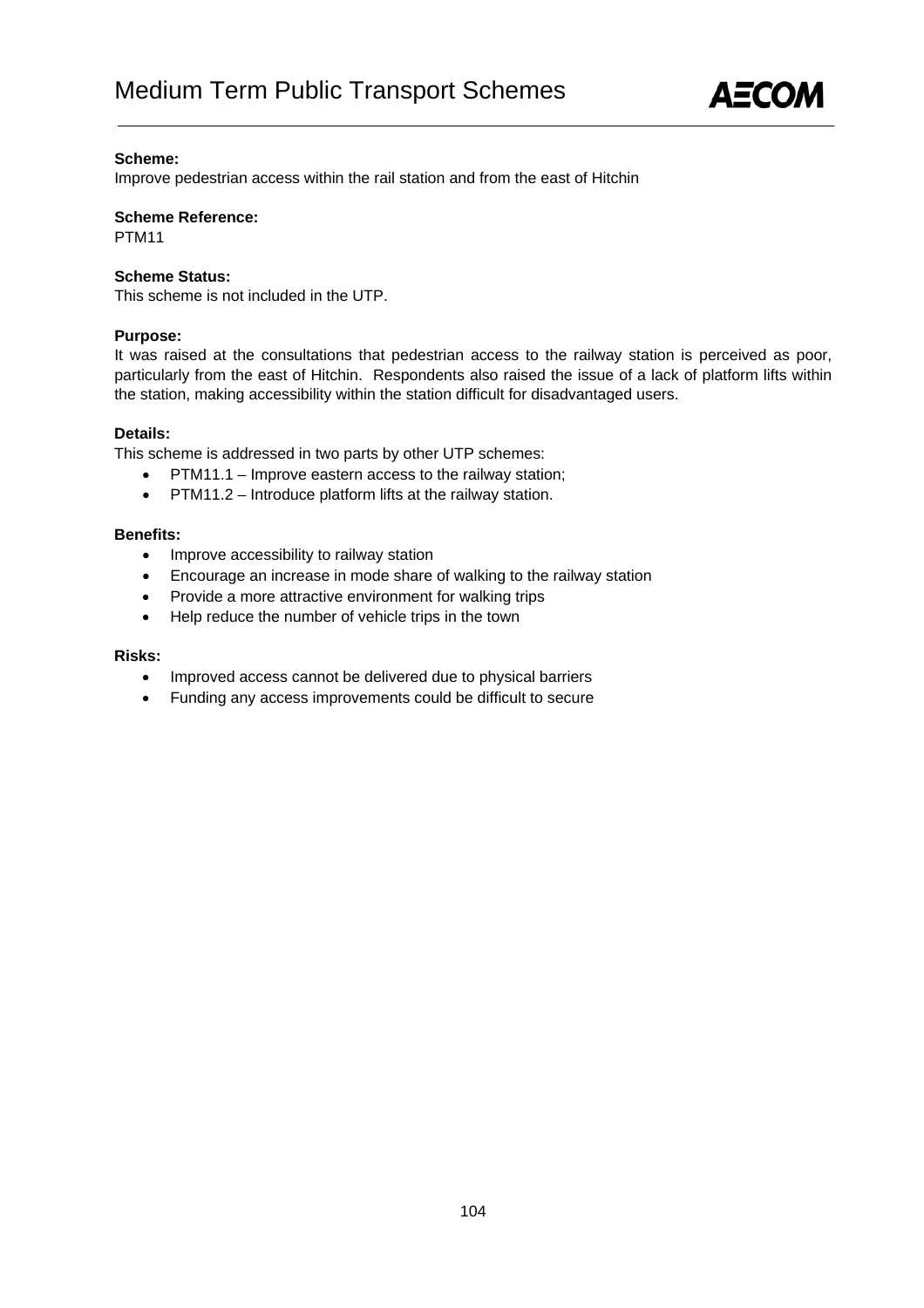**Scheme:**
Improve pedestrian access within the rail station and from the east of Hitchin

**Scheme Reference:**
PTM11

**Scheme Status:**
This scheme is not included in the UTP.

**Purpose:**
It was raised at the consultations that pedestrian access to the railway station is perceived as poor, particularly from the east of Hitchin. Respondents also raised the issue of a lack of platform lifts within the station, making accessibility within the station difficult for disadvantaged users.

**Details:**
This scheme is addressed in two parts by other UTP schemes:

- PTM11.1 – Improve eastern access to the railway station;
- PTM11.2 – Introduce platform lifts at the railway station.

**Benefits:**

- Improve accessibility to railway station
- Encourage an increase in mode share of walking to the railway station
- Provide a more attractive environment for walking trips
- Help reduce the number of vehicle trips in the town

**Risks:**

- Improved access cannot be delivered due to physical barriers
- Funding any access improvements could be difficult to secure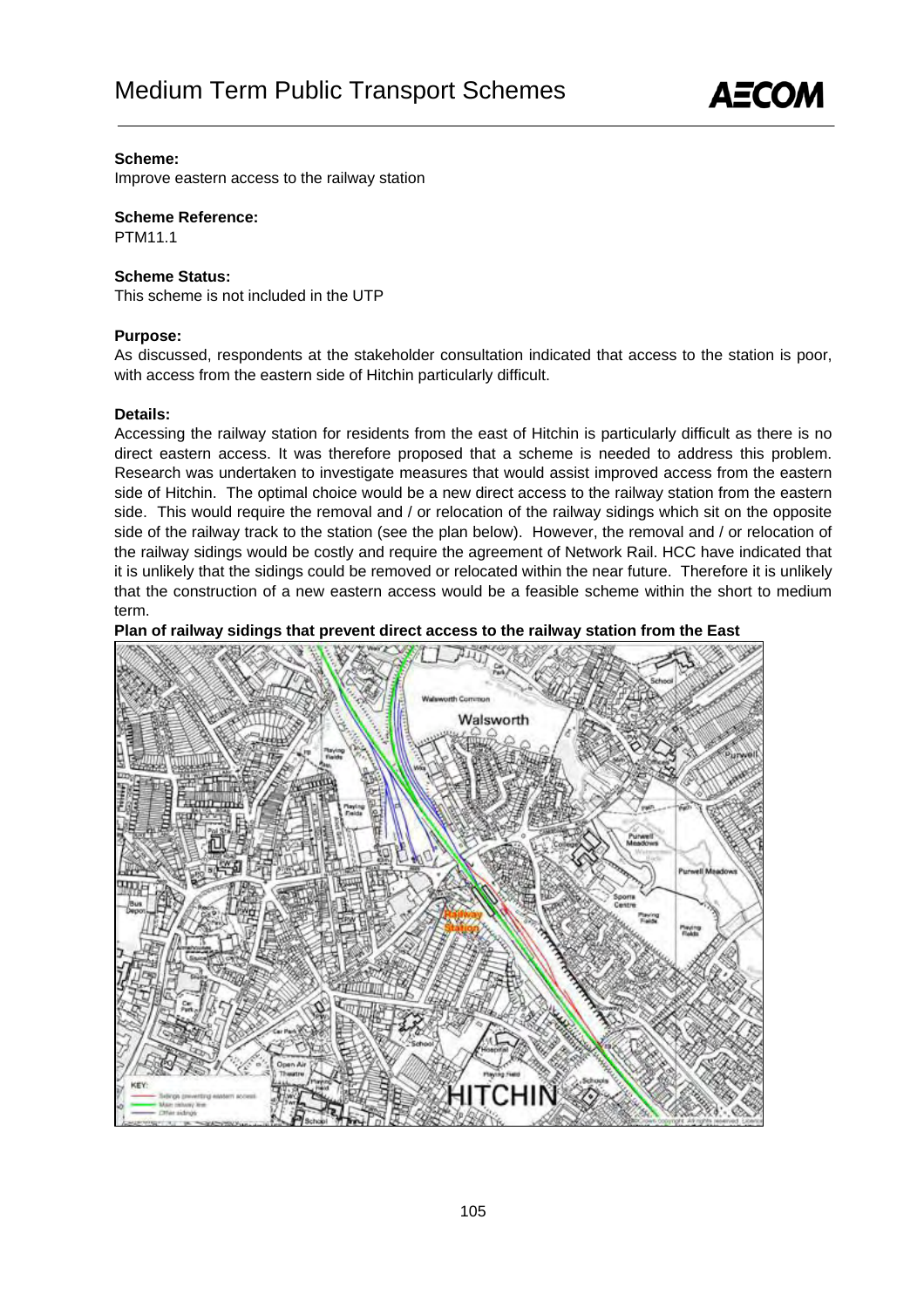**Scheme:**
Improve eastern access to the railway station

**Scheme Reference:**
PTM11.1

**Scheme Status:**
This scheme is not included in the UTP

**Purpose:**
As discussed, respondents at the stakeholder consultation indicated that access to the station is poor, with access from the eastern side of Hitchin particularly difficult.

**Details:**
Accessing the railway station for residents from the east of Hitchin is particularly difficult as there is no direct eastern access. It was therefore proposed that a scheme is needed to address this problem. Research was undertaken to investigate measures that would assist improved access from the eastern side of Hitchin. The optimal choice would be a new direct access to the railway station from the eastern side. This would require the removal and / or relocation of the railway sidings which sit on the opposite side of the railway track to the station (see the plan below). However, the removal and / or relocation of the railway sidings would be costly and require the agreement of Network Rail. HCC have indicated that it is unlikely that the sidings could be removed or relocated within the near future. Therefore it is unlikely that the construction of a new eastern access would be a feasible scheme within the short to medium term.

**Plan of railway sidings that prevent direct access to the railway station from the East**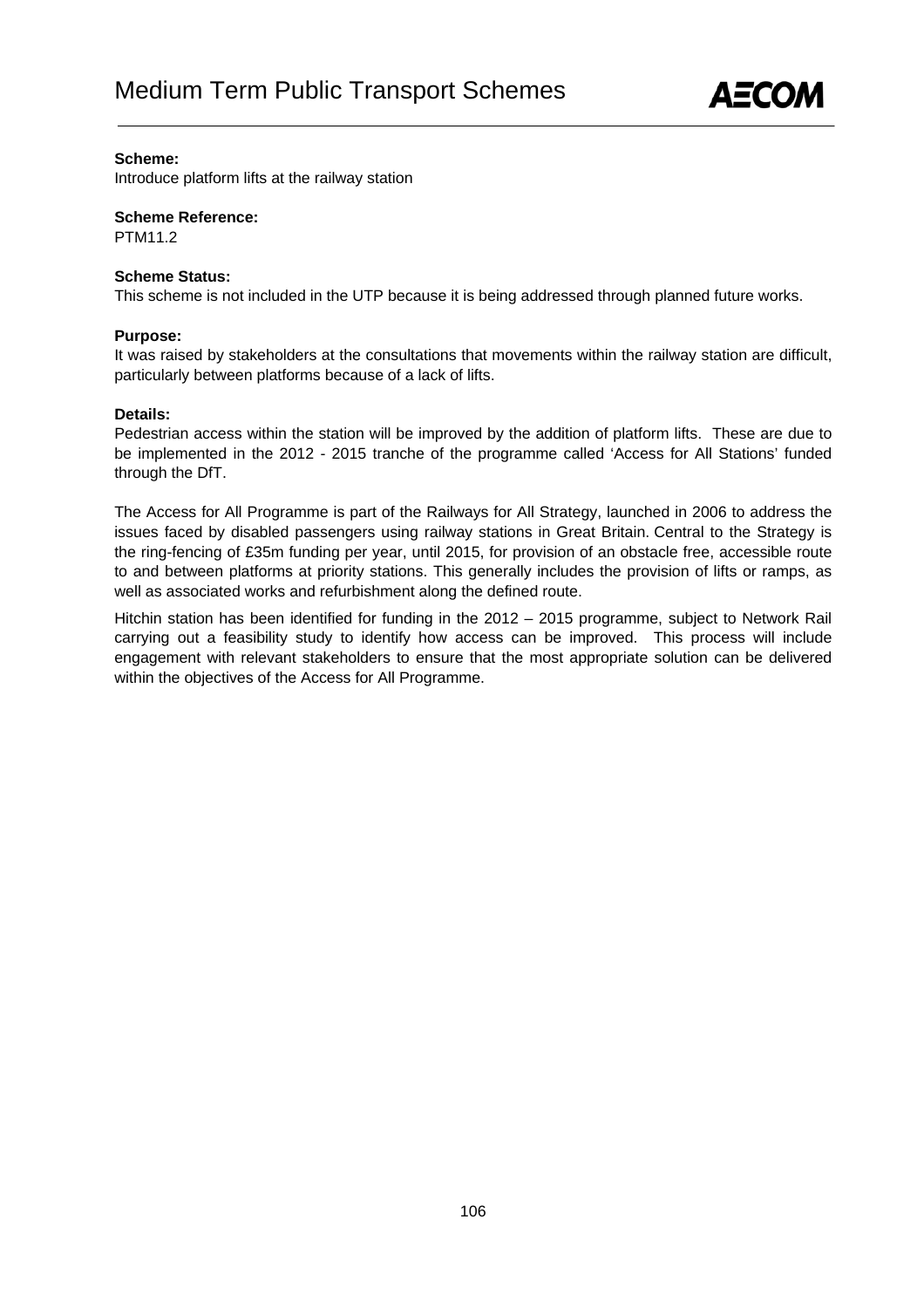**Scheme:**
Introduce platform lifts at the railway station

**Scheme Reference:**
PTM11.2

**Scheme Status:**
This scheme is not included in the UTP because it is being addressed through planned future works.

**Purpose:**
It was raised by stakeholders at the consultations that movements within the railway station are difficult, particularly between platforms because of a lack of lifts.

**Details:**
Pedestrian access within the station will be improved by the addition of platform lifts. These are due to be implemented in the 2012 - 2015 tranche of the programme called 'Access for All Stations' funded through the DfT.

The Access for All Programme is part of the Railways for All Strategy, launched in 2006 to address the issues faced by disabled passengers using railway stations in Great Britain. Central to the Strategy is the ring-fencing of £35m funding per year, until 2015, for provision of an obstacle free, accessible route to and between platforms at priority stations. This generally includes the provision of lifts or ramps, as well as associated works and refurbishment along the defined route.

Hitchin station has been identified for funding in the 2012 – 2015 programme, subject to Network Rail carrying out a feasibility study to identify how access can be improved. This process will include engagement with relevant stakeholders to ensure that the most appropriate solution can be delivered within the objectives of the Access for All Programme.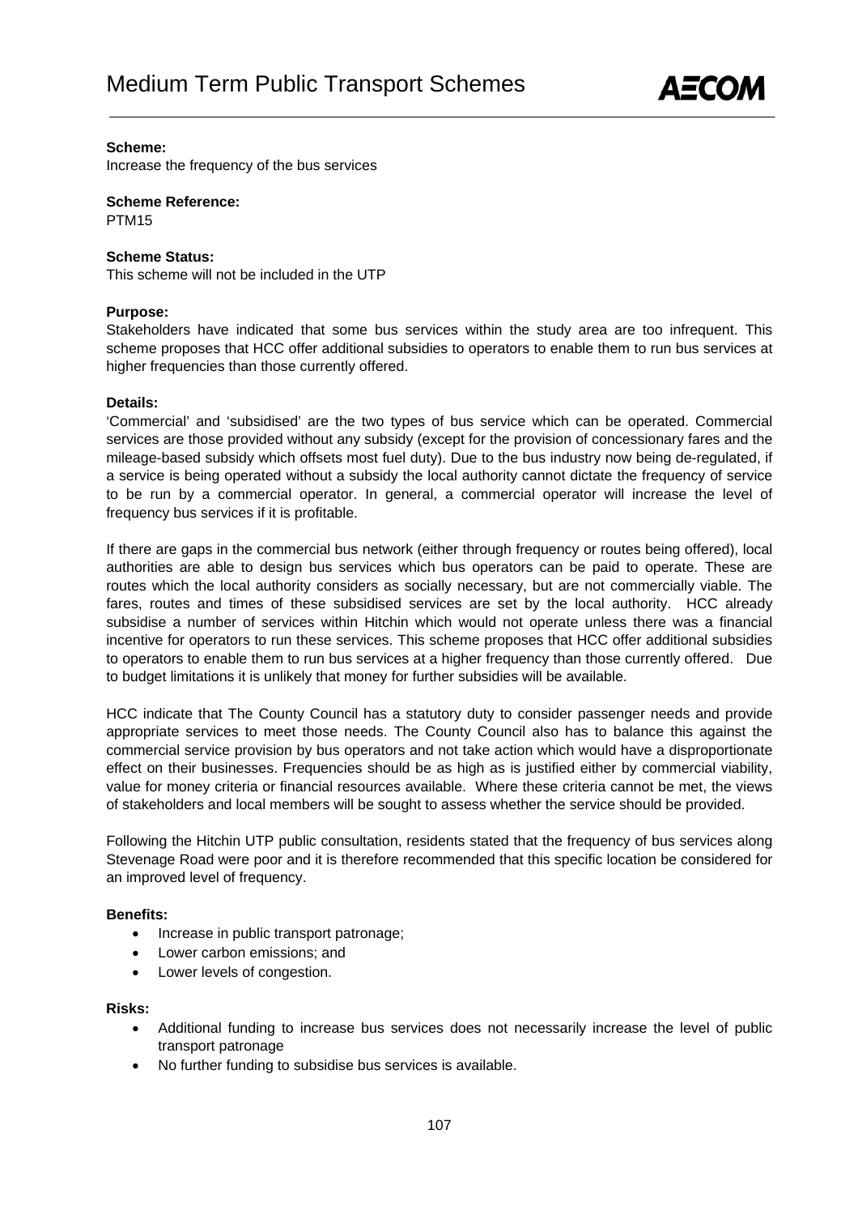**Scheme:**
Increase the frequency of the bus services

**Scheme Reference:**
PTM15

**Scheme Status:**
This scheme will not be included in the UTP

**Purpose:**
Stakeholders have indicated that some bus services within the study area are too infrequent. This scheme proposes that HCC offer additional subsidies to operators to enable them to run bus services at higher frequencies than those currently offered.

**Details:**
'Commercial' and 'subsidised' are the two types of bus service which can be operated. Commercial services are those provided without any subsidy (except for the provision of concessionary fares and the mileage-based subsidy which offsets most fuel duty). Due to the bus industry now being de-regulated, if a service is being operated without a subsidy the local authority cannot dictate the frequency of service to be run by a commercial operator. In general, a commercial operator will increase the level of frequency bus services if it is profitable.

If there are gaps in the commercial bus network (either through frequency or routes being offered), local authorities are able to design bus services which bus operators can be paid to operate. These are routes which the local authority considers as socially necessary, but are not commercially viable. The fares, routes and times of these subsidised services are set by the local authority. HCC already subsidise a number of services within Hitchin which would not operate unless there was a financial incentive for operators to run these services. This scheme proposes that HCC offer additional subsidies to operators to enable them to run bus services at a higher frequency than those currently offered. Due to budget limitations it is unlikely that money for further subsidies will be available.

HCC indicate that The County Council has a statutory duty to consider passenger needs and provide appropriate services to meet those needs. The County Council also has to balance this against the commercial service provision by bus operators and not take action which would have a disproportionate effect on their businesses. Frequencies should be as high as is justified either by commercial viability, value for money criteria or financial resources available. Where these criteria cannot be met, the views of stakeholders and local members will be sought to assess whether the service should be provided.

Following the Hitchin UTP public consultation, residents stated that the frequency of bus services along Stevenage Road were poor and it is therefore recommended that this specific location be considered for an improved level of frequency.

**Benefits:**

- Increase in public transport patronage;
- Lower carbon emissions; and
- Lower levels of congestion.

**Risks:**

- Additional funding to increase bus services does not necessarily increase the level of public transport patronage
- No further funding to subsidise bus services is available.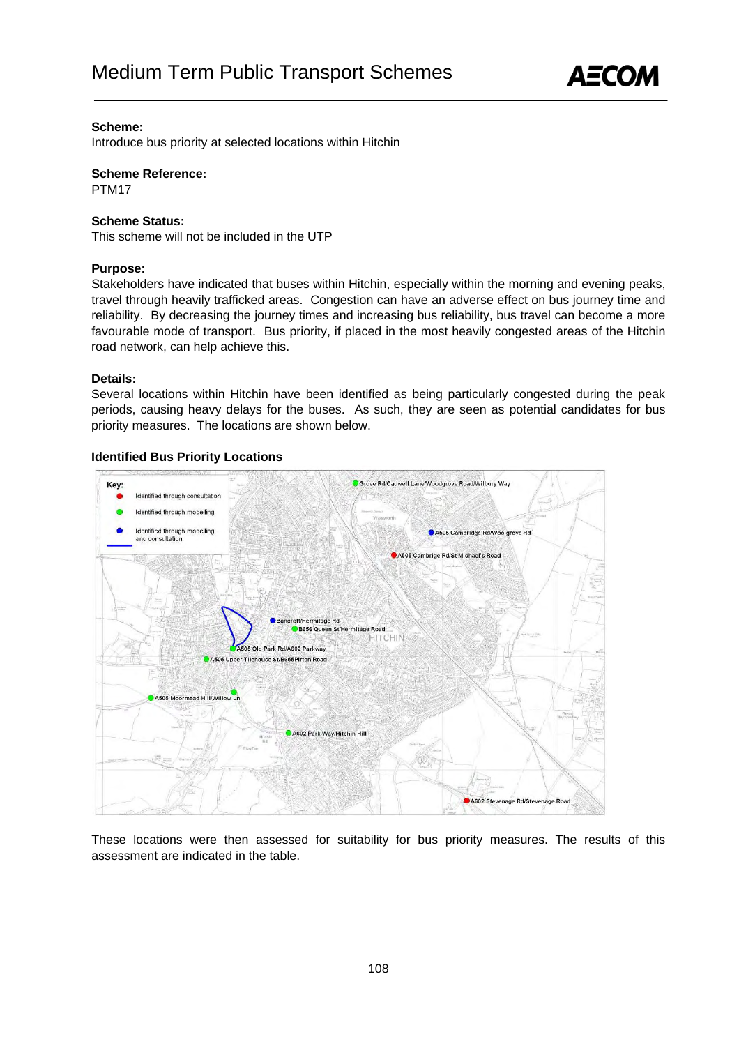# Medium Term Public Transport Schemes

**Scheme:**
Introduce bus priority at selected locations within Hitchin

**Scheme Reference:**
PTM17

**Scheme Status:**
This scheme will not be included in the UTP

**Purpose:**
Stakeholders have indicated that buses within Hitchin, especially within the morning and evening peaks, travel through heavily trafficked areas. Congestion can have an adverse effect on bus journey time and reliability. By decreasing the journey times and increasing bus reliability, bus travel can become a more favourable mode of transport. Bus priority, if placed in the most heavily congested areas of the Hitchin road network, can help achieve this.

**Details:**
Several locations within Hitchin have been identified as being particularly congested during the peak periods, causing heavy delays for the buses. As such, they are seen as potential candidates for bus priority measures. The locations are shown below.

**Identified Bus Priority Locations**

Key:
- Identified through consultation
- Identified through modelling
- Identified through modelling and consultation

Grove Rd/Cadwell Lane/Woodgrove Road/Wilbury Way
A505 Cambridge Rd/Woolgrove Rd
A505 Cambrige Rd/St Michael's Road
Bancroft/Hermitage Rd
B656 Queen St/Hermitage Road
A505 Old Park Rd/A602 Parkway
A505 Upper Tilehouse St/B655Pirton Road
A505 Moormead Hill/Willow Ln
A602 Park Way/Hitchin Hill
A602 Stevenage Rd/Stevenage Road

These locations were then assessed for suitability for bus priority measures. The results of this assessment are indicated in the table.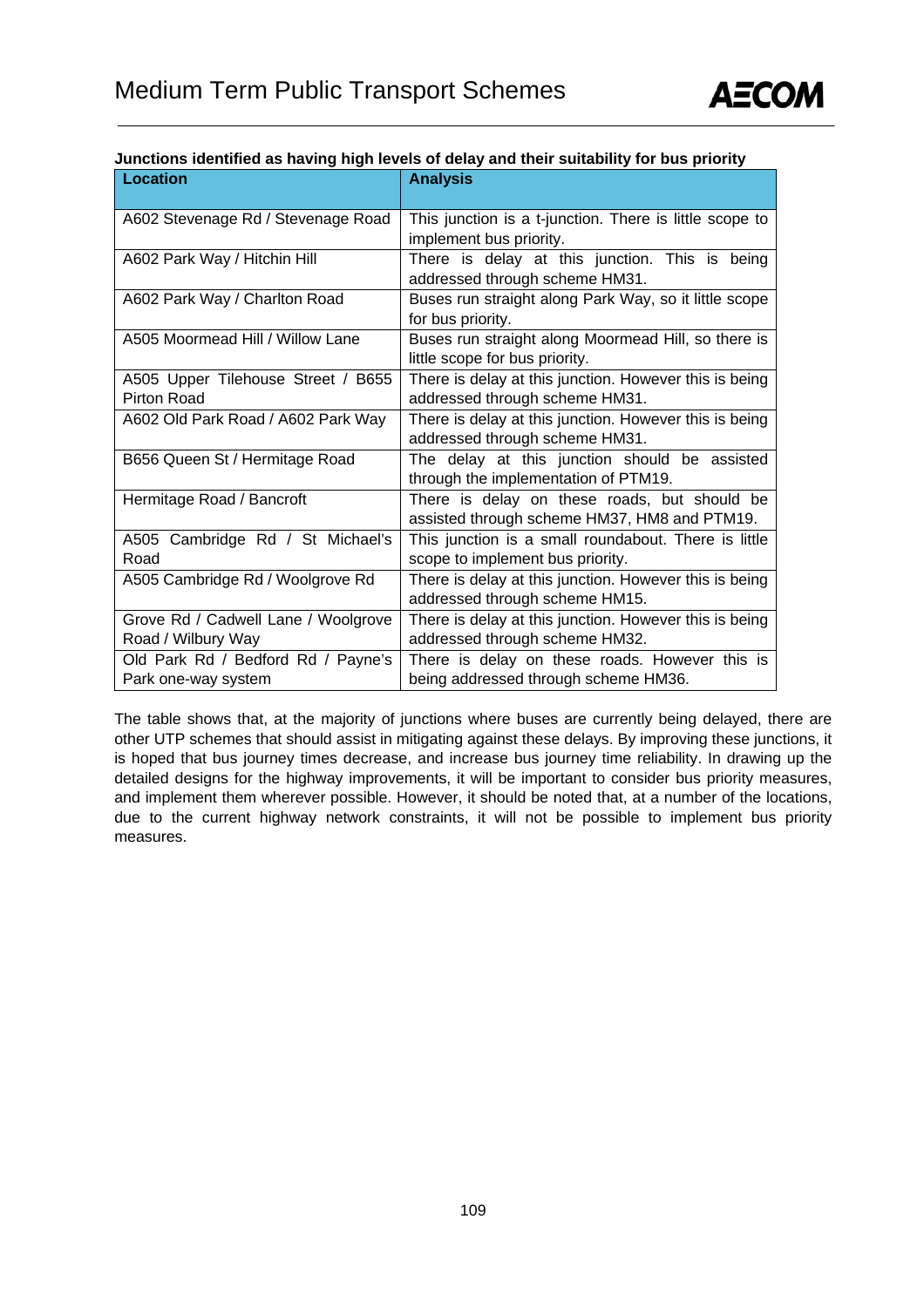**Junctions identified as having high levels of delay and their suitability for bus priority**

| Location | Analysis |
|---|---|
| A602 Stevenage Rd / Stevenage Road | This junction is a t-junction. There is little scope to implement bus priority. |
| A602 Park Way / Hitchin Hill | There is delay at this junction. This is being addressed through scheme HM31. |
| A602 Park Way / Charlton Road | Buses run straight along Park Way, so it little scope for bus priority. |
| A505 Moormead Hill / Willow Lane | Buses run straight along Moormead Hill, so there is little scope for bus priority. |
| A505 Upper Tilehouse Street / B655 Pirton Road | There is delay at this junction. However this is being addressed through scheme HM31. |
| A602 Old Park Road / A602 Park Way | There is delay at this junction. However this is being addressed through scheme HM31. |
| B656 Queen St / Hermitage Road | The delay at this junction should be assisted through the implementation of PTM19. |
| Hermitage Road / Bancroft | There is delay on these roads, but should be assisted through scheme HM37, HM8 and PTM19. |
| A505 Cambridge Rd / St Michael's Road | This junction is a small roundabout. There is little scope to implement bus priority. |
| A505 Cambridge Rd / Woolgrove Rd | There is delay at this junction. However this is being addressed through scheme HM15. |
| Grove Rd / Cadwell Lane / Woolgrove Road / Wilbury Way | There is delay at this junction. However this is being addressed through scheme HM32. |
| Old Park Rd / Bedford Rd / Payne's Park one-way system | There is delay on these roads. However this is being addressed through scheme HM36. |

The table shows that, at the majority of junctions where buses are currently being delayed, there are other UTP schemes that should assist in mitigating against these delays. By improving these junctions, it is hoped that bus journey times decrease, and increase bus journey time reliability. In drawing up the detailed designs for the highway improvements, it will be important to consider bus priority measures, and implement them wherever possible. However, it should be noted that, at a number of the locations, due to the current highway network constraints, it will not be possible to implement bus priority measures.